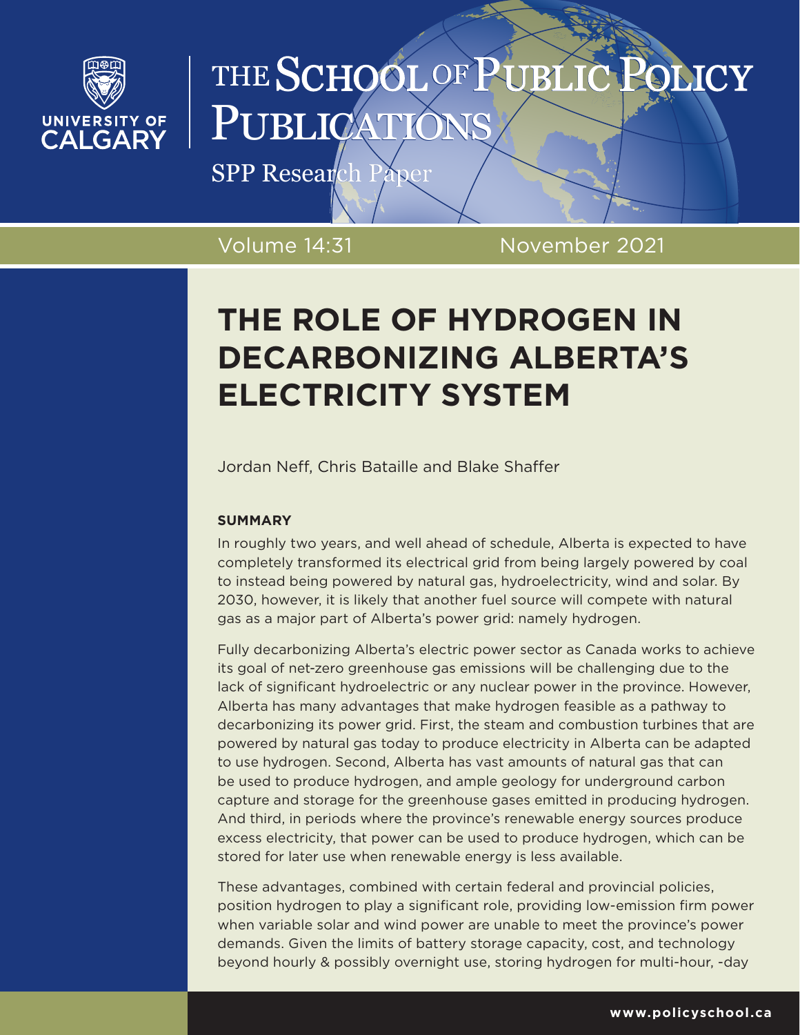# THE SCHOOL OF PUBLIC POLICY PUBLICATIONS

SPP Research Paper

Volume 14:31 November 2021

# THE ROLE OF HYDROGEN IN DECARBONIZING ALBERTA'S ELECTRICITY SYSTEM

Jordan Neff, Chris Bataille and Blake Shaffer

**SUMMARY**

In roughly two years, and well ahead of schedule, Alberta is expected to have completely transformed its electrical grid from being largely powered by coal to instead being powered by natural gas, hydroelectricity, wind and solar. By 2030, however, it is likely that another fuel source will compete with natural gas as a major part of Alberta's power grid: namely hydrogen.

Fully decarbonizing Alberta's electric power sector as Canada works to achieve its goal of net-zero greenhouse gas emissions will be challenging due to the lack of significant hydroelectric or any nuclear power in the province. However, Alberta has many advantages that make hydrogen feasible as a pathway to decarbonizing its power grid. First, the steam and combustion turbines that are powered by natural gas today to produce electricity in Alberta can be adapted to use hydrogen. Second, Alberta has vast amounts of natural gas that can be used to produce hydrogen, and ample geology for underground carbon capture and storage for the greenhouse gases emitted in producing hydrogen. And third, in periods where the province's renewable energy sources produce excess electricity, that power can be used to produce hydrogen, which can be stored for later use when renewable energy is less available.

These advantages, combined with certain federal and provincial policies, position hydrogen to play a significant role, providing low-emission firm power when variable solar and wind power are unable to meet the province's power demands. Given the limits of battery storage capacity, cost, and technology beyond hourly & possibly overnight use, storing hydrogen for multi-hour, -day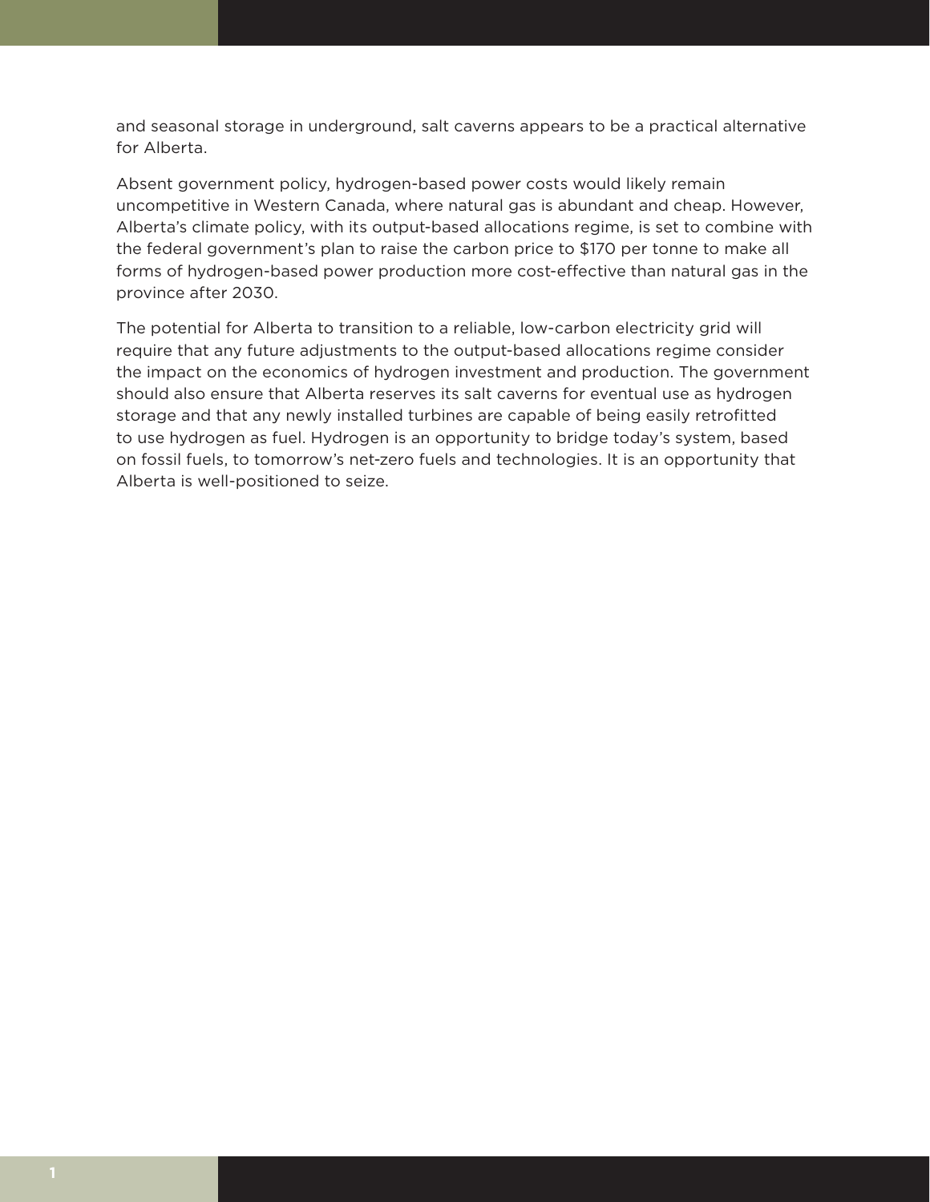and seasonal storage in underground, salt caverns appears to be a practical alternative for Alberta.

Absent government policy, hydrogen-based power costs would likely remain uncompetitive in Western Canada, where natural gas is abundant and cheap. However, Alberta's climate policy, with its output-based allocations regime, is set to combine with the federal government's plan to raise the carbon price to $170 per tonne to make all forms of hydrogen-based power production more cost-effective than natural gas in the province after 2030.

The potential for Alberta to transition to a reliable, low-carbon electricity grid will require that any future adjustments to the output-based allocations regime consider the impact on the economics of hydrogen investment and production. The government should also ensure that Alberta reserves its salt caverns for eventual use as hydrogen storage and that any newly installed turbines are capable of being easily retrofitted to use hydrogen as fuel. Hydrogen is an opportunity to bridge today's system, based on fossil fuels, to tomorrow's net-zero fuels and technologies. It is an opportunity that Alberta is well-positioned to seize.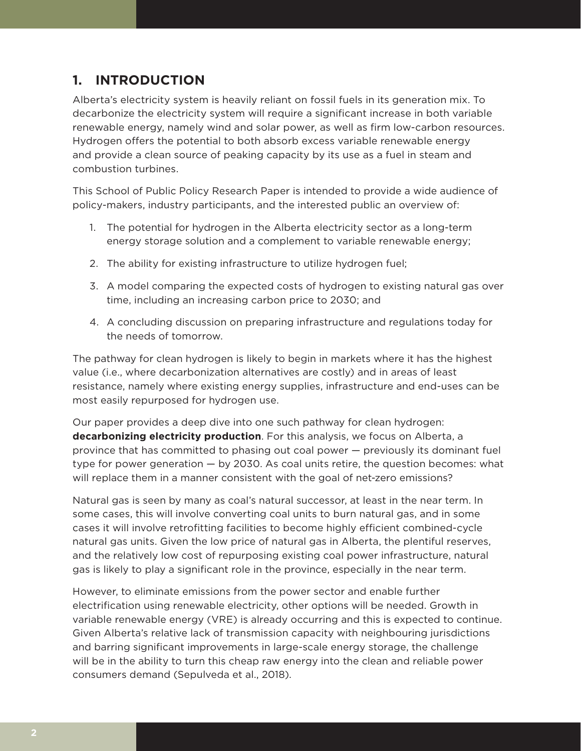## 1. INTRODUCTION

Alberta's electricity system is heavily reliant on fossil fuels in its generation mix. To decarbonize the electricity system will require a significant increase in both variable renewable energy, namely wind and solar power, as well as firm low-carbon resources. Hydrogen offers the potential to both absorb excess variable renewable energy and provide a clean source of peaking capacity by its use as a fuel in steam and combustion turbines.

This School of Public Policy Research Paper is intended to provide a wide audience of policy-makers, industry participants, and the interested public an overview of:

1. The potential for hydrogen in the Alberta electricity sector as a long-term energy storage solution and a complement to variable renewable energy;
2. The ability for existing infrastructure to utilize hydrogen fuel;
3. A model comparing the expected costs of hydrogen to existing natural gas over time, including an increasing carbon price to 2030; and
4. A concluding discussion on preparing infrastructure and regulations today for the needs of tomorrow.

The pathway for clean hydrogen is likely to begin in markets where it has the highest value (i.e., where decarbonization alternatives are costly) and in areas of least resistance, namely where existing energy supplies, infrastructure and end-uses can be most easily repurposed for hydrogen use.

Our paper provides a deep dive into one such pathway for clean hydrogen: **decarbonizing electricity production**. For this analysis, we focus on Alberta, a province that has committed to phasing out coal power — previously its dominant fuel type for power generation — by 2030. As coal units retire, the question becomes: what will replace them in a manner consistent with the goal of net-zero emissions?

Natural gas is seen by many as coal's natural successor, at least in the near term. In some cases, this will involve converting coal units to burn natural gas, and in some cases it will involve retrofitting facilities to become highly efficient combined-cycle natural gas units. Given the low price of natural gas in Alberta, the plentiful reserves, and the relatively low cost of repurposing existing coal power infrastructure, natural gas is likely to play a significant role in the province, especially in the near term.

However, to eliminate emissions from the power sector and enable further electrification using renewable electricity, other options will be needed. Growth in variable renewable energy (VRE) is already occurring and this is expected to continue. Given Alberta's relative lack of transmission capacity with neighbouring jurisdictions and barring significant improvements in large-scale energy storage, the challenge will be in the ability to turn this cheap raw energy into the clean and reliable power consumers demand (Sepulveda et al., 2018).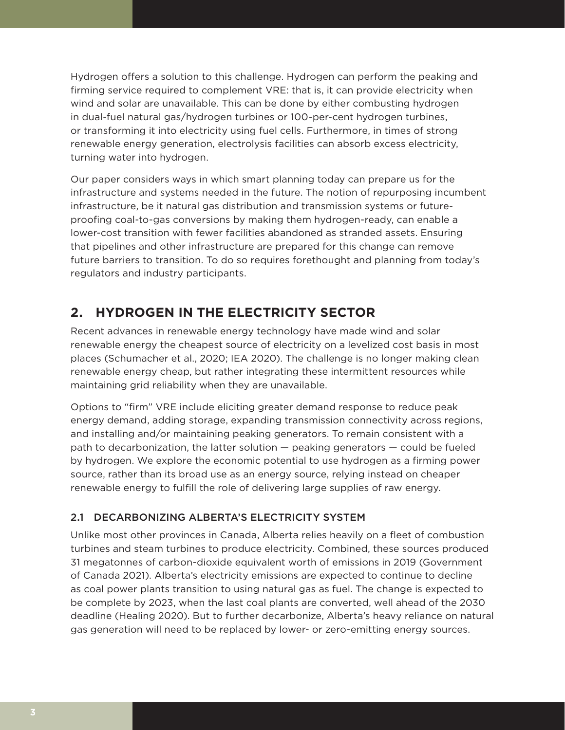Hydrogen offers a solution to this challenge. Hydrogen can perform the peaking and firming service required to complement VRE: that is, it can provide electricity when wind and solar are unavailable. This can be done by either combusting hydrogen in dual-fuel natural gas/hydrogen turbines or 100-per-cent hydrogen turbines, or transforming it into electricity using fuel cells. Furthermore, in times of strong renewable energy generation, electrolysis facilities can absorb excess electricity, turning water into hydrogen.

Our paper considers ways in which smart planning today can prepare us for the infrastructure and systems needed in the future. The notion of repurposing incumbent infrastructure, be it natural gas distribution and transmission systems or future-proofing coal-to-gas conversions by making them hydrogen-ready, can enable a lower-cost transition with fewer facilities abandoned as stranded assets. Ensuring that pipelines and other infrastructure are prepared for this change can remove future barriers to transition. To do so requires forethought and planning from today's regulators and industry participants.

## 2. HYDROGEN IN THE ELECTRICITY SECTOR

Recent advances in renewable energy technology have made wind and solar renewable energy the cheapest source of electricity on a levelized cost basis in most places (Schumacher et al., 2020; IEA 2020). The challenge is no longer making clean renewable energy cheap, but rather integrating these intermittent resources while maintaining grid reliability when they are unavailable.

Options to "firm" VRE include eliciting greater demand response to reduce peak energy demand, adding storage, expanding transmission connectivity across regions, and installing and/or maintaining peaking generators. To remain consistent with a path to decarbonization, the latter solution — peaking generators — could be fueled by hydrogen. We explore the economic potential to use hydrogen as a firming power source, rather than its broad use as an energy source, relying instead on cheaper renewable energy to fulfill the role of delivering large supplies of raw energy.

### 2.1 DECARBONIZING ALBERTA'S ELECTRICITY SYSTEM

Unlike most other provinces in Canada, Alberta relies heavily on a fleet of combustion turbines and steam turbines to produce electricity. Combined, these sources produced 31 megatonnes of carbon-dioxide equivalent worth of emissions in 2019 (Government of Canada 2021). Alberta's electricity emissions are expected to continue to decline as coal power plants transition to using natural gas as fuel. The change is expected to be complete by 2023, when the last coal plants are converted, well ahead of the 2030 deadline (Healing 2020). But to further decarbonize, Alberta's heavy reliance on natural gas generation will need to be replaced by lower- or zero-emitting energy sources.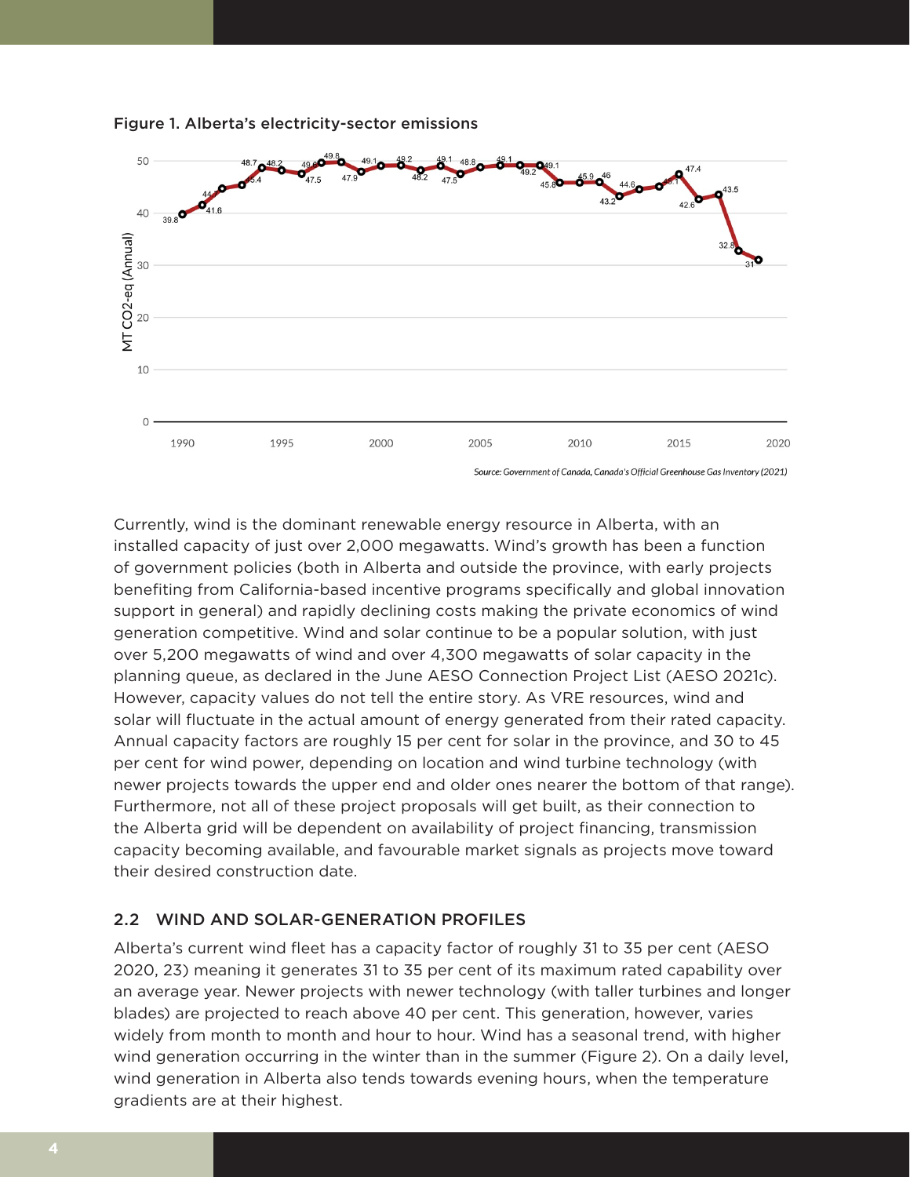Figure 1. Alberta's electricity-sector emissions

*Source: Government of Canada, Canada's Official Greenhouse Gas Inventory (2021)*

Currently, wind is the dominant renewable energy resource in Alberta, with an installed capacity of just over 2,000 megawatts. Wind's growth has been a function of government policies (both in Alberta and outside the province, with early projects benefiting from California-based incentive programs specifically and global innovation support in general) and rapidly declining costs making the private economics of wind generation competitive. Wind and solar continue to be a popular solution, with just over 5,200 megawatts of wind and over 4,300 megawatts of solar capacity in the planning queue, as declared in the June AESO Connection Project List (AESO 2021c). However, capacity values do not tell the entire story. As VRE resources, wind and solar will fluctuate in the actual amount of energy generated from their rated capacity. Annual capacity factors are roughly 15 per cent for solar in the province, and 30 to 45 per cent for wind power, depending on location and wind turbine technology (with newer projects towards the upper end and older ones nearer the bottom of that range). Furthermore, not all of these project proposals will get built, as their connection to the Alberta grid will be dependent on availability of project financing, transmission capacity becoming available, and favourable market signals as projects move toward their desired construction date.

### 2.2 WIND AND SOLAR-GENERATION PROFILES

Alberta's current wind fleet has a capacity factor of roughly 31 to 35 per cent (AESO 2020, 23) meaning it generates 31 to 35 per cent of its maximum rated capability over an average year. Newer projects with newer technology (with taller turbines and longer blades) are projected to reach above 40 per cent. This generation, however, varies widely from month to month and hour to hour. Wind has a seasonal trend, with higher wind generation occurring in the winter than in the summer (Figure 2). On a daily level, wind generation in Alberta also tends towards evening hours, when the temperature gradients are at their highest.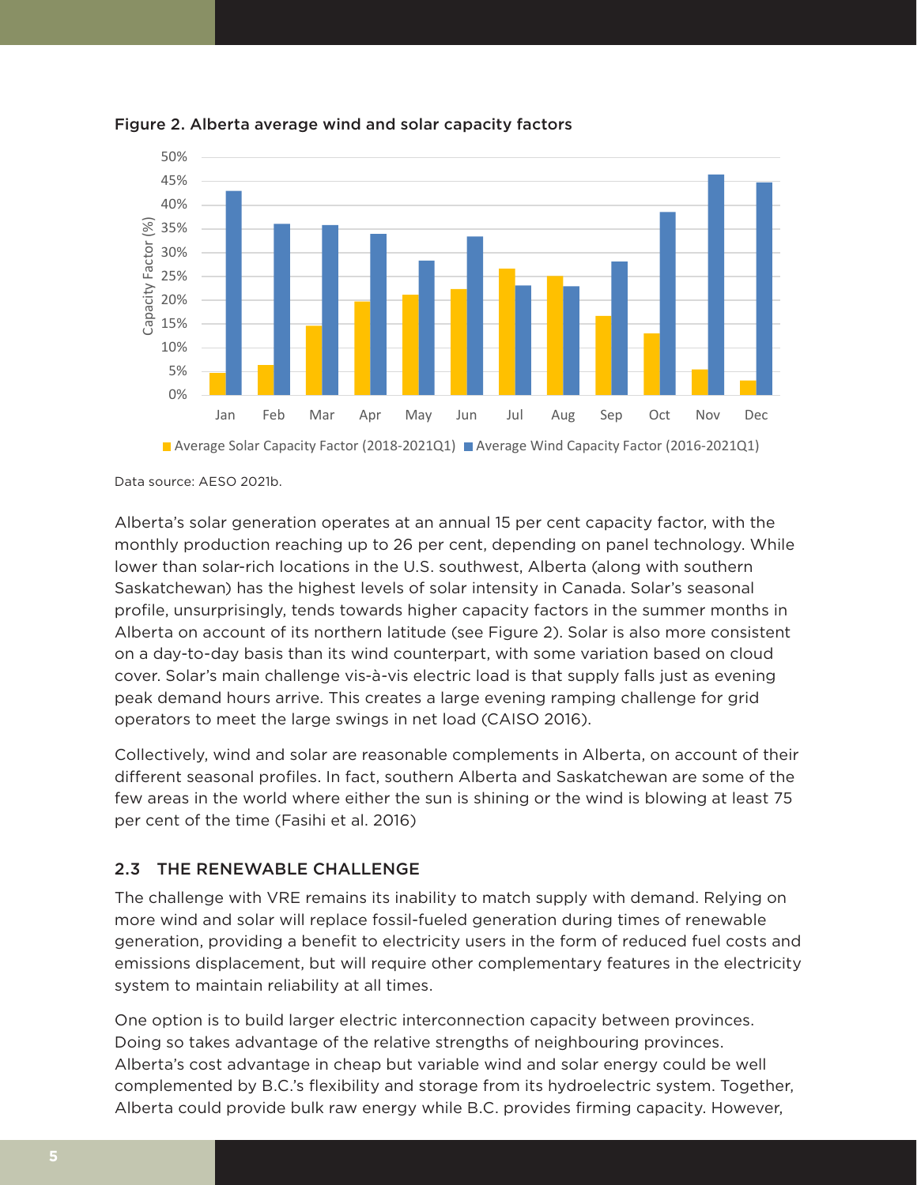Figure 2. Alberta average wind and solar capacity factors

Data source: AESO 2021b.

Alberta's solar generation operates at an annual 15 per cent capacity factor, with the monthly production reaching up to 26 per cent, depending on panel technology. While lower than solar-rich locations in the U.S. southwest, Alberta (along with southern Saskatchewan) has the highest levels of solar intensity in Canada. Solar's seasonal profile, unsurprisingly, tends towards higher capacity factors in the summer months in Alberta on account of its northern latitude (see Figure 2). Solar is also more consistent on a day-to-day basis than its wind counterpart, with some variation based on cloud cover. Solar's main challenge vis-à-vis electric load is that supply falls just as evening peak demand hours arrive. This creates a large evening ramping challenge for grid operators to meet the large swings in net load (CAISO 2016).

Collectively, wind and solar are reasonable complements in Alberta, on account of their different seasonal profiles. In fact, southern Alberta and Saskatchewan are some of the few areas in the world where either the sun is shining or the wind is blowing at least 75 per cent of the time (Fasihi et al. 2016)

### 2.3 THE RENEWABLE CHALLENGE

The challenge with VRE remains its inability to match supply with demand. Relying on more wind and solar will replace fossil-fueled generation during times of renewable generation, providing a benefit to electricity users in the form of reduced fuel costs and emissions displacement, but will require other complementary features in the electricity system to maintain reliability at all times.

One option is to build larger electric interconnection capacity between provinces. Doing so takes advantage of the relative strengths of neighbouring provinces. Alberta's cost advantage in cheap but variable wind and solar energy could be well complemented by B.C.'s flexibility and storage from its hydroelectric system. Together, Alberta could provide bulk raw energy while B.C. provides firming capacity. However,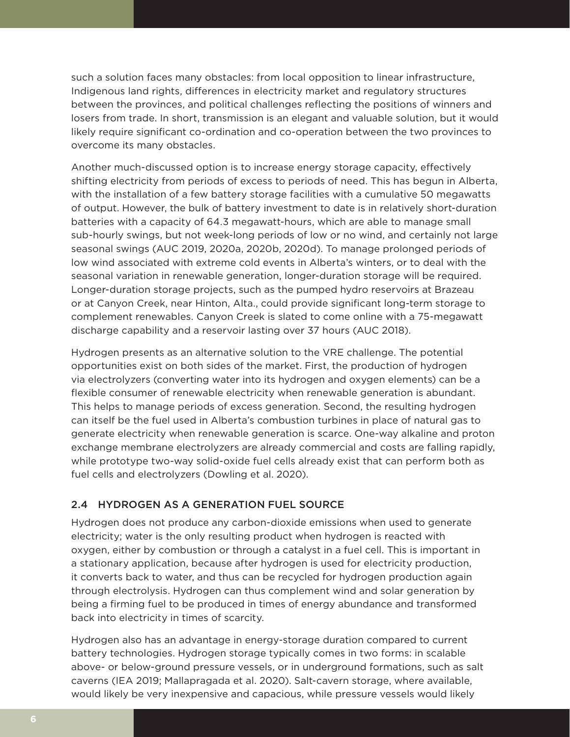such a solution faces many obstacles: from local opposition to linear infrastructure, Indigenous land rights, differences in electricity market and regulatory structures between the provinces, and political challenges reflecting the positions of winners and losers from trade. In short, transmission is an elegant and valuable solution, but it would likely require significant co-ordination and co-operation between the two provinces to overcome its many obstacles.

Another much-discussed option is to increase energy storage capacity, effectively shifting electricity from periods of excess to periods of need. This has begun in Alberta, with the installation of a few battery storage facilities with a cumulative 50 megawatts of output. However, the bulk of battery investment to date is in relatively short-duration batteries with a capacity of 64.3 megawatt-hours, which are able to manage small sub-hourly swings, but not week-long periods of low or no wind, and certainly not large seasonal swings (AUC 2019, 2020a, 2020b, 2020d). To manage prolonged periods of low wind associated with extreme cold events in Alberta's winters, or to deal with the seasonal variation in renewable generation, longer-duration storage will be required. Longer-duration storage projects, such as the pumped hydro reservoirs at Brazeau or at Canyon Creek, near Hinton, Alta., could provide significant long-term storage to complement renewables. Canyon Creek is slated to come online with a 75-megawatt discharge capability and a reservoir lasting over 37 hours (AUC 2018).

Hydrogen presents as an alternative solution to the VRE challenge. The potential opportunities exist on both sides of the market. First, the production of hydrogen via electrolyzers (converting water into its hydrogen and oxygen elements) can be a flexible consumer of renewable electricity when renewable generation is abundant. This helps to manage periods of excess generation. Second, the resulting hydrogen can itself be the fuel used in Alberta's combustion turbines in place of natural gas to generate electricity when renewable generation is scarce. One-way alkaline and proton exchange membrane electrolyzers are already commercial and costs are falling rapidly, while prototype two-way solid-oxide fuel cells already exist that can perform both as fuel cells and electrolyzers (Dowling et al. 2020).

## 2.4 HYDROGEN AS A GENERATION FUEL SOURCE

Hydrogen does not produce any carbon-dioxide emissions when used to generate electricity; water is the only resulting product when hydrogen is reacted with oxygen, either by combustion or through a catalyst in a fuel cell. This is important in a stationary application, because after hydrogen is used for electricity production, it converts back to water, and thus can be recycled for hydrogen production again through electrolysis. Hydrogen can thus complement wind and solar generation by being a firming fuel to be produced in times of energy abundance and transformed back into electricity in times of scarcity.

Hydrogen also has an advantage in energy-storage duration compared to current battery technologies. Hydrogen storage typically comes in two forms: in scalable above- or below-ground pressure vessels, or in underground formations, such as salt caverns (IEA 2019; Mallapragada et al. 2020). Salt-cavern storage, where available, would likely be very inexpensive and capacious, while pressure vessels would likely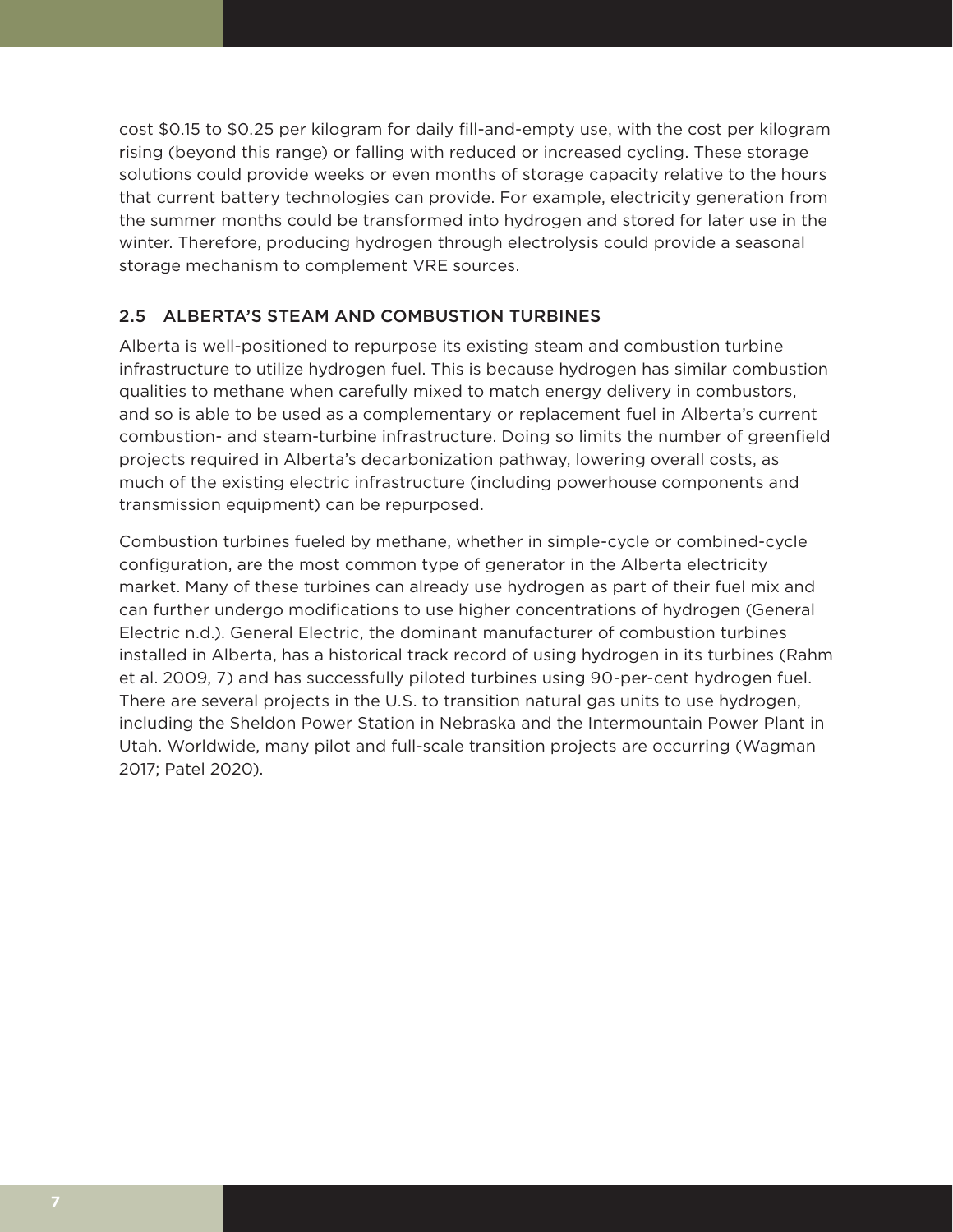cost \$0.15 to \$0.25 per kilogram for daily fill-and-empty use, with the cost per kilogram rising (beyond this range) or falling with reduced or increased cycling. These storage solutions could provide weeks or even months of storage capacity relative to the hours that current battery technologies can provide. For example, electricity generation from the summer months could be transformed into hydrogen and stored for later use in the winter. Therefore, producing hydrogen through electrolysis could provide a seasonal storage mechanism to complement VRE sources.

## 2.5 ALBERTA'S STEAM AND COMBUSTION TURBINES

Alberta is well-positioned to repurpose its existing steam and combustion turbine infrastructure to utilize hydrogen fuel. This is because hydrogen has similar combustion qualities to methane when carefully mixed to match energy delivery in combustors, and so is able to be used as a complementary or replacement fuel in Alberta's current combustion- and steam-turbine infrastructure. Doing so limits the number of greenfield projects required in Alberta's decarbonization pathway, lowering overall costs, as much of the existing electric infrastructure (including powerhouse components and transmission equipment) can be repurposed.

Combustion turbines fueled by methane, whether in simple-cycle or combined-cycle configuration, are the most common type of generator in the Alberta electricity market. Many of these turbines can already use hydrogen as part of their fuel mix and can further undergo modifications to use higher concentrations of hydrogen (General Electric n.d.). General Electric, the dominant manufacturer of combustion turbines installed in Alberta, has a historical track record of using hydrogen in its turbines (Rahm et al. 2009, 7) and has successfully piloted turbines using 90-per-cent hydrogen fuel. There are several projects in the U.S. to transition natural gas units to use hydrogen, including the Sheldon Power Station in Nebraska and the Intermountain Power Plant in Utah. Worldwide, many pilot and full-scale transition projects are occurring (Wagman 2017; Patel 2020).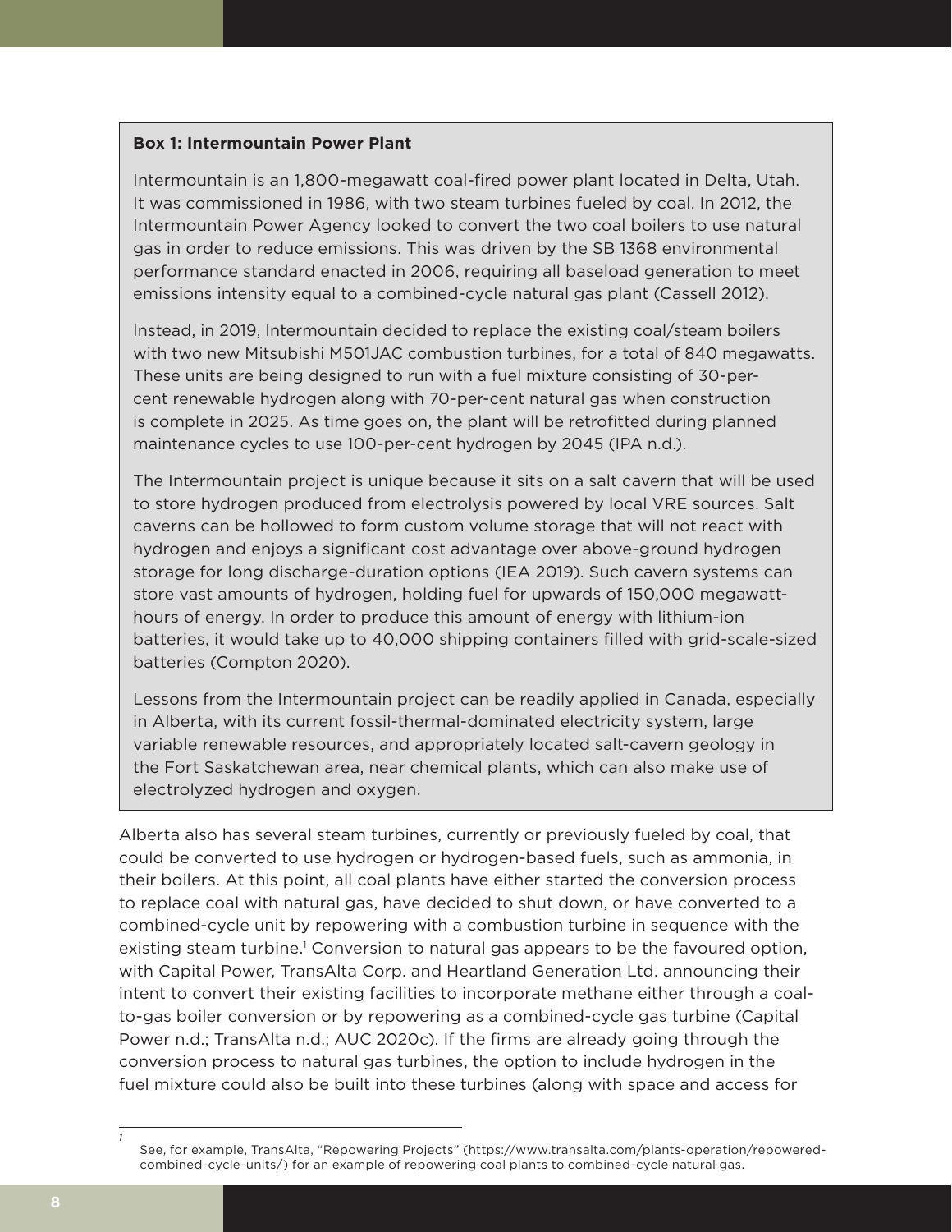**Box 1: Intermountain Power Plant**

Intermountain is an 1,800-megawatt coal-fired power plant located in Delta, Utah. It was commissioned in 1986, with two steam turbines fueled by coal. In 2012, the Intermountain Power Agency looked to convert the two coal boilers to use natural gas in order to reduce emissions. This was driven by the SB 1368 environmental performance standard enacted in 2006, requiring all baseload generation to meet emissions intensity equal to a combined-cycle natural gas plant (Cassell 2012).

Instead, in 2019, Intermountain decided to replace the existing coal/steam boilers with two new Mitsubishi M501JAC combustion turbines, for a total of 840 megawatts. These units are being designed to run with a fuel mixture consisting of 30-per-cent renewable hydrogen along with 70-per-cent natural gas when construction is complete in 2025. As time goes on, the plant will be retrofitted during planned maintenance cycles to use 100-per-cent hydrogen by 2045 (IPA n.d.).

The Intermountain project is unique because it sits on a salt cavern that will be used to store hydrogen produced from electrolysis powered by local VRE sources. Salt caverns can be hollowed to form custom volume storage that will not react with hydrogen and enjoys a significant cost advantage over above-ground hydrogen storage for long discharge-duration options (IEA 2019). Such cavern systems can store vast amounts of hydrogen, holding fuel for upwards of 150,000 megawatt-hours of energy. In order to produce this amount of energy with lithium-ion batteries, it would take up to 40,000 shipping containers filled with grid-scale-sized batteries (Compton 2020).

Lessons from the Intermountain project can be readily applied in Canada, especially in Alberta, with its current fossil-thermal-dominated electricity system, large variable renewable resources, and appropriately located salt-cavern geology in the Fort Saskatchewan area, near chemical plants, which can also make use of electrolyzed hydrogen and oxygen.

Alberta also has several steam turbines, currently or previously fueled by coal, that could be converted to use hydrogen or hydrogen-based fuels, such as ammonia, in their boilers. At this point, all coal plants have either started the conversion process to replace coal with natural gas, have decided to shut down, or have converted to a combined-cycle unit by repowering with a combustion turbine in sequence with the existing steam turbine.[1] Conversion to natural gas appears to be the favoured option, with Capital Power, TransAlta Corp. and Heartland Generation Ltd. announcing their intent to convert their existing facilities to incorporate methane either through a coal-to-gas boiler conversion or by repowering as a combined-cycle gas turbine (Capital Power n.d.; TransAlta n.d.; AUC 2020c). If the firms are already going through the conversion process to natural gas turbines, the option to include hydrogen in the fuel mixture could also be built into these turbines (along with space and access for

[1] See, for example, TransAlta, "Repowering Projects" (https://www.transalta.com/plants-operation/repowered-combined-cycle-units/) for an example of repowering coal plants to combined-cycle natural gas.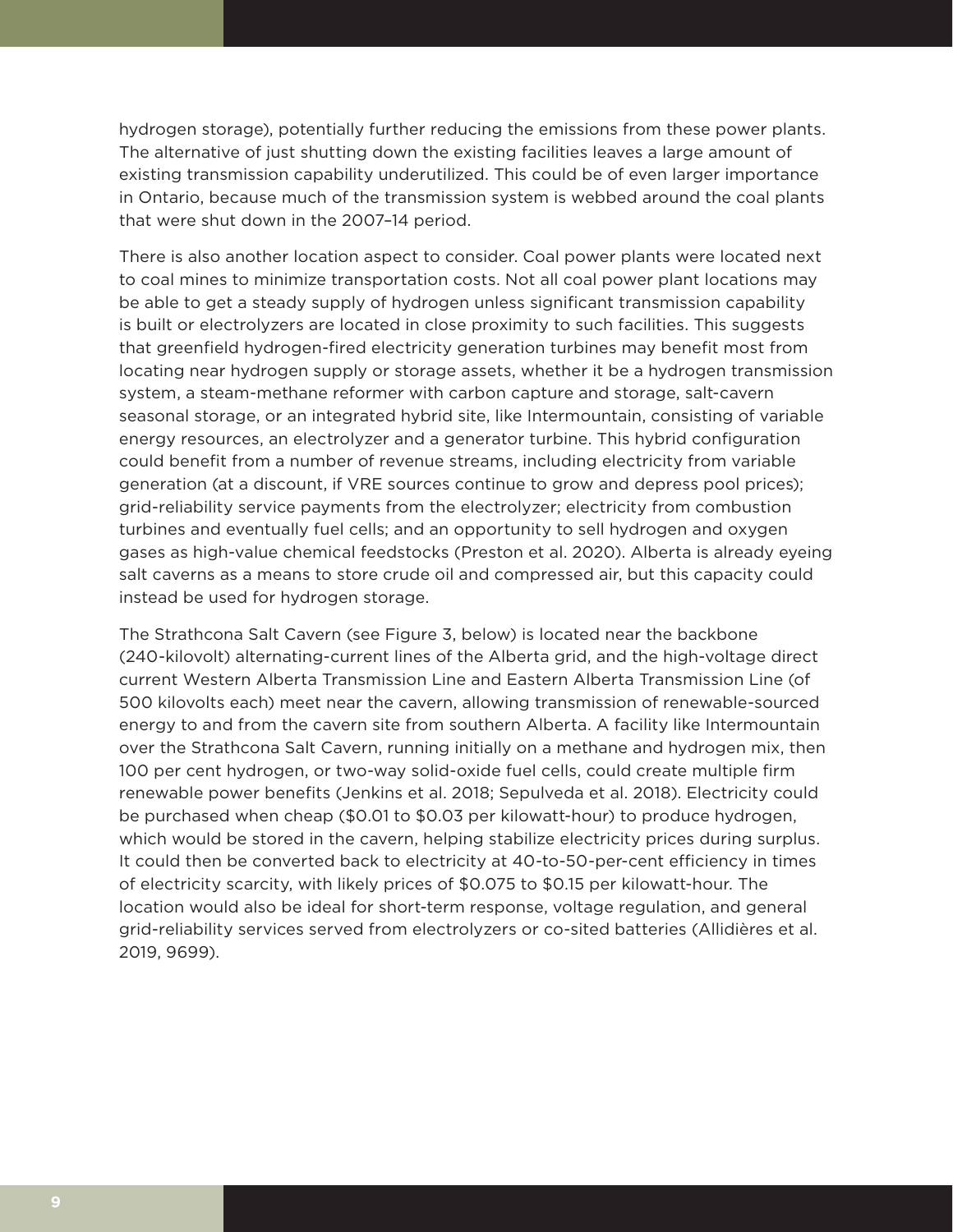hydrogen storage), potentially further reducing the emissions from these power plants. The alternative of just shutting down the existing facilities leaves a large amount of existing transmission capability underutilized. This could be of even larger importance in Ontario, because much of the transmission system is webbed around the coal plants that were shut down in the 2007–14 period.

There is also another location aspect to consider. Coal power plants were located next to coal mines to minimize transportation costs. Not all coal power plant locations may be able to get a steady supply of hydrogen unless significant transmission capability is built or electrolyzers are located in close proximity to such facilities. This suggests that greenfield hydrogen-fired electricity generation turbines may benefit most from locating near hydrogen supply or storage assets, whether it be a hydrogen transmission system, a steam-methane reformer with carbon capture and storage, salt-cavern seasonal storage, or an integrated hybrid site, like Intermountain, consisting of variable energy resources, an electrolyzer and a generator turbine. This hybrid configuration could benefit from a number of revenue streams, including electricity from variable generation (at a discount, if VRE sources continue to grow and depress pool prices); grid-reliability service payments from the electrolyzer; electricity from combustion turbines and eventually fuel cells; and an opportunity to sell hydrogen and oxygen gases as high-value chemical feedstocks (Preston et al. 2020). Alberta is already eyeing salt caverns as a means to store crude oil and compressed air, but this capacity could instead be used for hydrogen storage.

The Strathcona Salt Cavern (see Figure 3, below) is located near the backbone (240-kilovolt) alternating-current lines of the Alberta grid, and the high-voltage direct current Western Alberta Transmission Line and Eastern Alberta Transmission Line (of 500 kilovolts each) meet near the cavern, allowing transmission of renewable-sourced energy to and from the cavern site from southern Alberta. A facility like Intermountain over the Strathcona Salt Cavern, running initially on a methane and hydrogen mix, then 100 per cent hydrogen, or two-way solid-oxide fuel cells, could create multiple firm renewable power benefits (Jenkins et al. 2018; Sepulveda et al. 2018). Electricity could be purchased when cheap ($0.01 to $0.03 per kilowatt-hour) to produce hydrogen, which would be stored in the cavern, helping stabilize electricity prices during surplus. It could then be converted back to electricity at 40-to-50-per-cent efficiency in times of electricity scarcity, with likely prices of $0.075 to $0.15 per kilowatt-hour. The location would also be ideal for short-term response, voltage regulation, and general grid-reliability services served from electrolyzers or co-sited batteries (Allidières et al. 2019, 9699).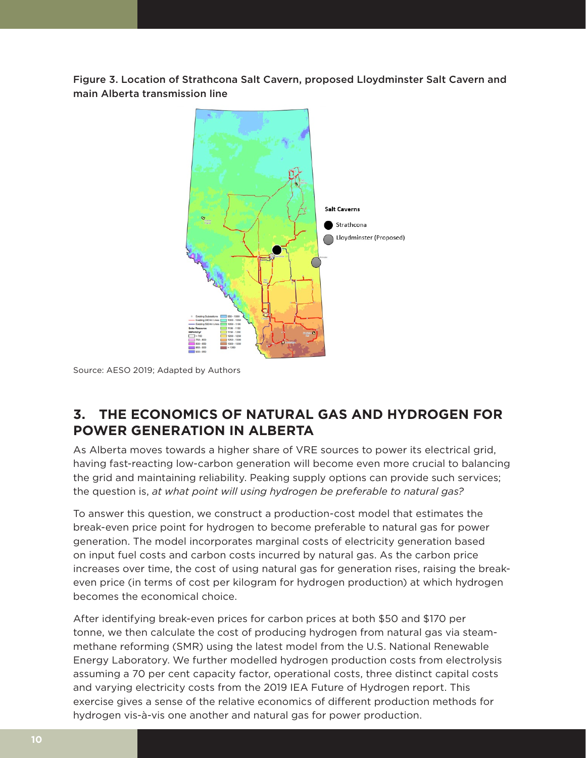Figure 3. Location of Strathcona Salt Cavern, proposed Lloydminster Salt Cavern and main Alberta transmission line

Source: AESO 2019; Adapted by Authors

## 3. THE ECONOMICS OF NATURAL GAS AND HYDROGEN FOR POWER GENERATION IN ALBERTA

As Alberta moves towards a higher share of VRE sources to power its electrical grid, having fast-reacting low-carbon generation will become even more crucial to balancing the grid and maintaining reliability. Peaking supply options can provide such services; the question is, *at what point will using hydrogen be preferable to natural gas?*

To answer this question, we construct a production-cost model that estimates the break-even price point for hydrogen to become preferable to natural gas for power generation. The model incorporates marginal costs of electricity generation based on input fuel costs and carbon costs incurred by natural gas. As the carbon price increases over time, the cost of using natural gas for generation rises, raising the break-even price (in terms of cost per kilogram for hydrogen production) at which hydrogen becomes the economical choice.

After identifying break-even prices for carbon prices at both $50 and $170 per tonne, we then calculate the cost of producing hydrogen from natural gas via steam-methane reforming (SMR) using the latest model from the U.S. National Renewable Energy Laboratory. We further modelled hydrogen production costs from electrolysis assuming a 70 per cent capacity factor, operational costs, three distinct capital costs and varying electricity costs from the 2019 IEA Future of Hydrogen report. This exercise gives a sense of the relative economics of different production methods for hydrogen vis-à-vis one another and natural gas for power production.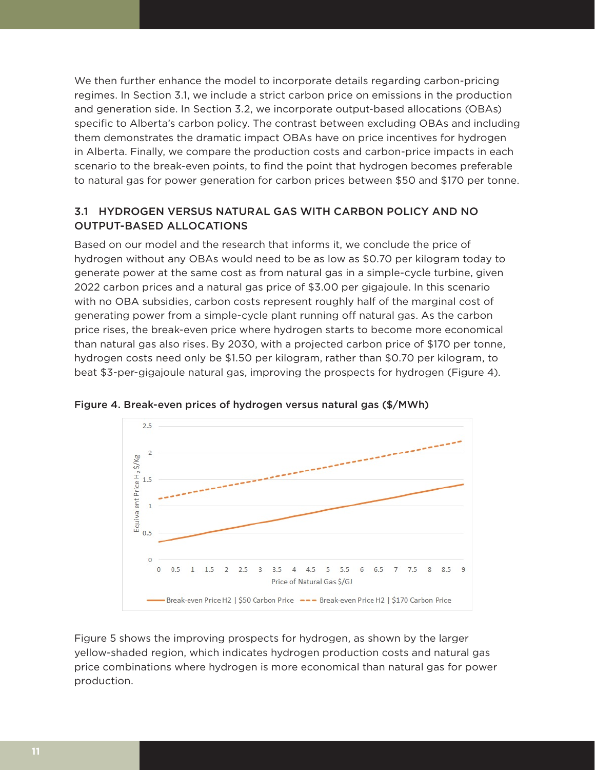We then further enhance the model to incorporate details regarding carbon-pricing regimes. In Section 3.1, we include a strict carbon price on emissions in the production and generation side. In Section 3.2, we incorporate output-based allocations (OBAs) specific to Alberta's carbon policy. The contrast between excluding OBAs and including them demonstrates the dramatic impact OBAs have on price incentives for hydrogen in Alberta. Finally, we compare the production costs and carbon-price impacts in each scenario to the break-even points, to find the point that hydrogen becomes preferable to natural gas for power generation for carbon prices between $50 and $170 per tonne.

### 3.1 HYDROGEN VERSUS NATURAL GAS WITH CARBON POLICY AND NO OUTPUT-BASED ALLOCATIONS

Based on our model and the research that informs it, we conclude the price of hydrogen without any OBAs would need to be as low as $0.70 per kilogram today to generate power at the same cost as from natural gas in a simple-cycle turbine, given 2022 carbon prices and a natural gas price of $3.00 per gigajoule. In this scenario with no OBA subsidies, carbon costs represent roughly half of the marginal cost of generating power from a simple-cycle plant running off natural gas. As the carbon price rises, the break-even price where hydrogen starts to become more economical than natural gas also rises. By 2030, with a projected carbon price of $170 per tonne, hydrogen costs need only be $1.50 per kilogram, rather than $0.70 per kilogram, to beat $3-per-gigajoule natural gas, improving the prospects for hydrogen (Figure 4).

**Figure 4. Break-even prices of hydrogen versus natural gas ($/MWh)**

Figure 5 shows the improving prospects for hydrogen, as shown by the larger yellow-shaded region, which indicates hydrogen production costs and natural gas price combinations where hydrogen is more economical than natural gas for power production.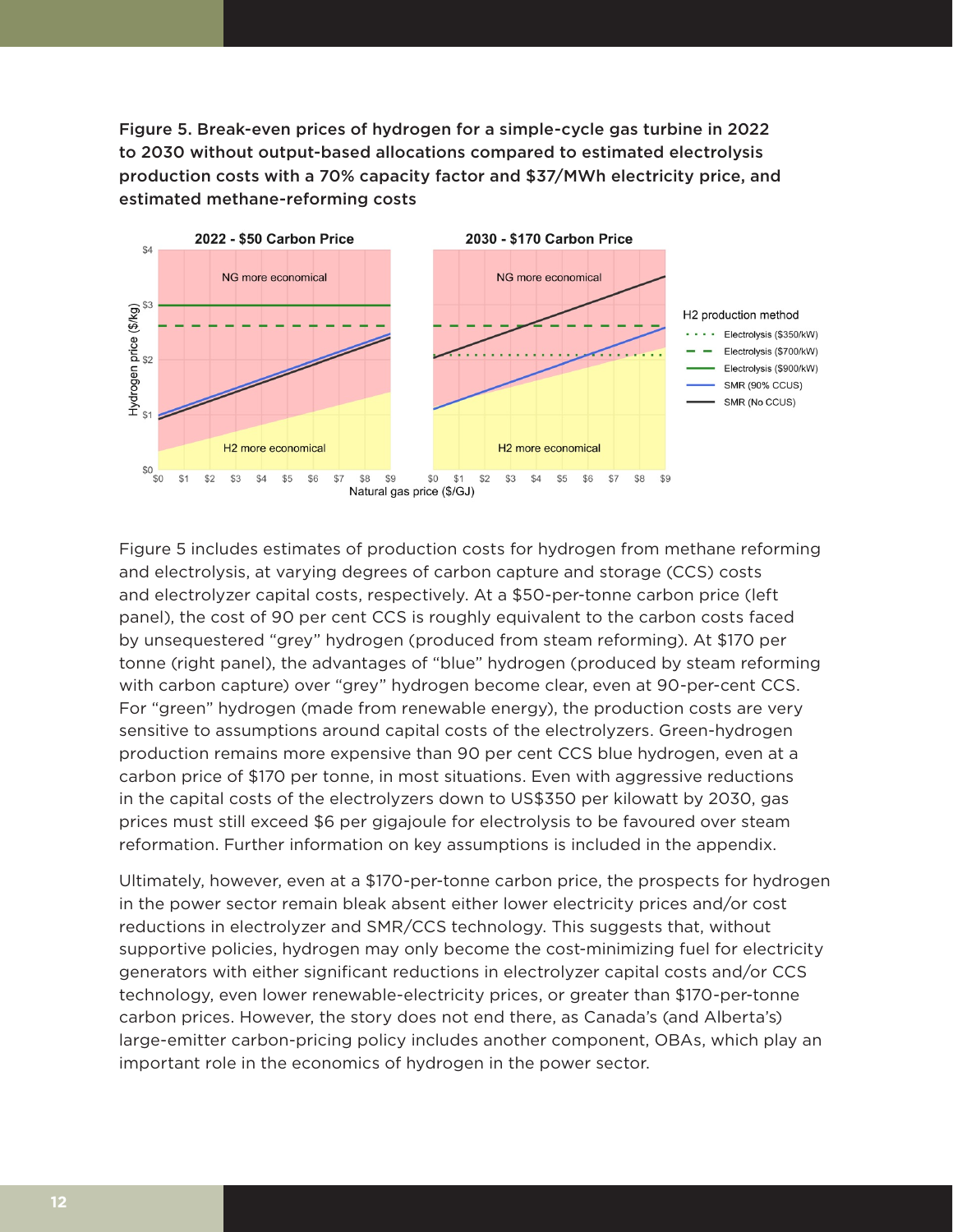**Figure 5. Break-even prices of hydrogen for a simple-cycle gas turbine in 2022 to 2030 without output-based allocations compared to estimated electrolysis production costs with a 70% capacity factor and $37/MWh electricity price, and estimated methane-reforming costs**

Figure 5 includes estimates of production costs for hydrogen from methane reforming and electrolysis, at varying degrees of carbon capture and storage (CCS) costs and electrolyzer capital costs, respectively. At a $50-per-tonne carbon price (left panel), the cost of 90 per cent CCS is roughly equivalent to the carbon costs faced by unsequestered "grey" hydrogen (produced from steam reforming). At $170 per tonne (right panel), the advantages of "blue" hydrogen (produced by steam reforming with carbon capture) over "grey" hydrogen become clear, even at 90-per-cent CCS. For "green" hydrogen (made from renewable energy), the production costs are very sensitive to assumptions around capital costs of the electrolyzers. Green-hydrogen production remains more expensive than 90 per cent CCS blue hydrogen, even at a carbon price of $170 per tonne, in most situations. Even with aggressive reductions in the capital costs of the electrolyzers down to US$350 per kilowatt by 2030, gas prices must still exceed $6 per gigajoule for electrolysis to be favoured over steam reformation. Further information on key assumptions is included in the appendix.

Ultimately, however, even at a $170-per-tonne carbon price, the prospects for hydrogen in the power sector remain bleak absent either lower electricity prices and/or cost reductions in electrolyzer and SMR/CCS technology. This suggests that, without supportive policies, hydrogen may only become the cost-minimizing fuel for electricity generators with either significant reductions in electrolyzer capital costs and/or CCS technology, even lower renewable-electricity prices, or greater than $170-per-tonne carbon prices. However, the story does not end there, as Canada's (and Alberta's) large-emitter carbon-pricing policy includes another component, OBAs, which play an important role in the economics of hydrogen in the power sector.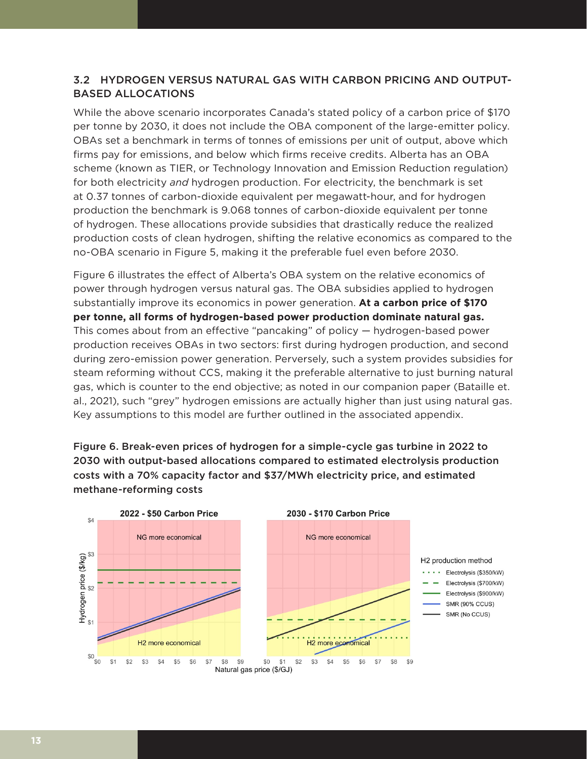### 3.2 HYDROGEN VERSUS NATURAL GAS WITH CARBON PRICING AND OUTPUT-BASED ALLOCATIONS

While the above scenario incorporates Canada's stated policy of a carbon price of $170 per tonne by 2030, it does not include the OBA component of the large-emitter policy. OBAs set a benchmark in terms of tonnes of emissions per unit of output, above which firms pay for emissions, and below which firms receive credits. Alberta has an OBA scheme (known as TIER, or Technology Innovation and Emission Reduction regulation) for both electricity *and* hydrogen production. For electricity, the benchmark is set at 0.37 tonnes of carbon-dioxide equivalent per megawatt-hour, and for hydrogen production the benchmark is 9.068 tonnes of carbon-dioxide equivalent per tonne of hydrogen. These allocations provide subsidies that drastically reduce the realized production costs of clean hydrogen, shifting the relative economics as compared to the no-OBA scenario in Figure 5, making it the preferable fuel even before 2030.

Figure 6 illustrates the effect of Alberta's OBA system on the relative economics of power through hydrogen versus natural gas. The OBA subsidies applied to hydrogen substantially improve its economics in power generation. **At a carbon price of $170 per tonne, all forms of hydrogen-based power production dominate natural gas.** This comes about from an effective "pancaking" of policy — hydrogen-based power production receives OBAs in two sectors: first during hydrogen production, and second during zero-emission power generation. Perversely, such a system provides subsidies for steam reforming without CCS, making it the preferable alternative to just burning natural gas, which is counter to the end objective; as noted in our companion paper (Bataille et. al., 2021), such "grey" hydrogen emissions are actually higher than just using natural gas. Key assumptions to this model are further outlined in the associated appendix.

**Figure 6. Break-even prices of hydrogen for a simple-cycle gas turbine in 2022 to 2030 with output-based allocations compared to estimated electrolysis production costs with a 70% capacity factor and $37/MWh electricity price, and estimated methane-reforming costs**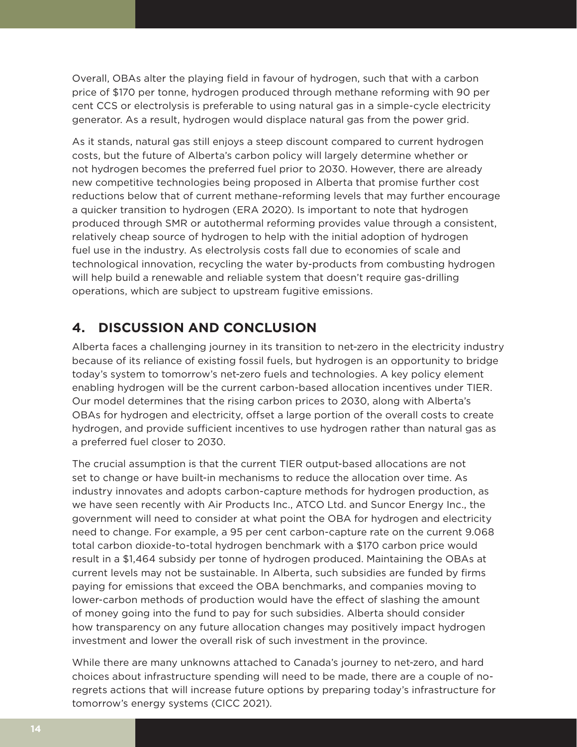Overall, OBAs alter the playing field in favour of hydrogen, such that with a carbon price of $170 per tonne, hydrogen produced through methane reforming with 90 per cent CCS or electrolysis is preferable to using natural gas in a simple-cycle electricity generator. As a result, hydrogen would displace natural gas from the power grid.

As it stands, natural gas still enjoys a steep discount compared to current hydrogen costs, but the future of Alberta's carbon policy will largely determine whether or not hydrogen becomes the preferred fuel prior to 2030. However, there are already new competitive technologies being proposed in Alberta that promise further cost reductions below that of current methane-reforming levels that may further encourage a quicker transition to hydrogen (ERA 2020). Is important to note that hydrogen produced through SMR or autothermal reforming provides value through a consistent, relatively cheap source of hydrogen to help with the initial adoption of hydrogen fuel use in the industry. As electrolysis costs fall due to economies of scale and technological innovation, recycling the water by-products from combusting hydrogen will help build a renewable and reliable system that doesn't require gas-drilling operations, which are subject to upstream fugitive emissions.

## 4. DISCUSSION AND CONCLUSION

Alberta faces a challenging journey in its transition to net-zero in the electricity industry because of its reliance of existing fossil fuels, but hydrogen is an opportunity to bridge today's system to tomorrow's net-zero fuels and technologies. A key policy element enabling hydrogen will be the current carbon-based allocation incentives under TIER. Our model determines that the rising carbon prices to 2030, along with Alberta's OBAs for hydrogen and electricity, offset a large portion of the overall costs to create hydrogen, and provide sufficient incentives to use hydrogen rather than natural gas as a preferred fuel closer to 2030.

The crucial assumption is that the current TIER output-based allocations are not set to change or have built-in mechanisms to reduce the allocation over time. As industry innovates and adopts carbon-capture methods for hydrogen production, as we have seen recently with Air Products Inc., ATCO Ltd. and Suncor Energy Inc., the government will need to consider at what point the OBA for hydrogen and electricity need to change. For example, a 95 per cent carbon-capture rate on the current 9.068 total carbon dioxide-to-total hydrogen benchmark with a $170 carbon price would result in a $1,464 subsidy per tonne of hydrogen produced. Maintaining the OBAs at current levels may not be sustainable. In Alberta, such subsidies are funded by firms paying for emissions that exceed the OBA benchmarks, and companies moving to lower-carbon methods of production would have the effect of slashing the amount of money going into the fund to pay for such subsidies. Alberta should consider how transparency on any future allocation changes may positively impact hydrogen investment and lower the overall risk of such investment in the province.

While there are many unknowns attached to Canada's journey to net-zero, and hard choices about infrastructure spending will need to be made, there are a couple of no-regrets actions that will increase future options by preparing today's infrastructure for tomorrow's energy systems (CICC 2021).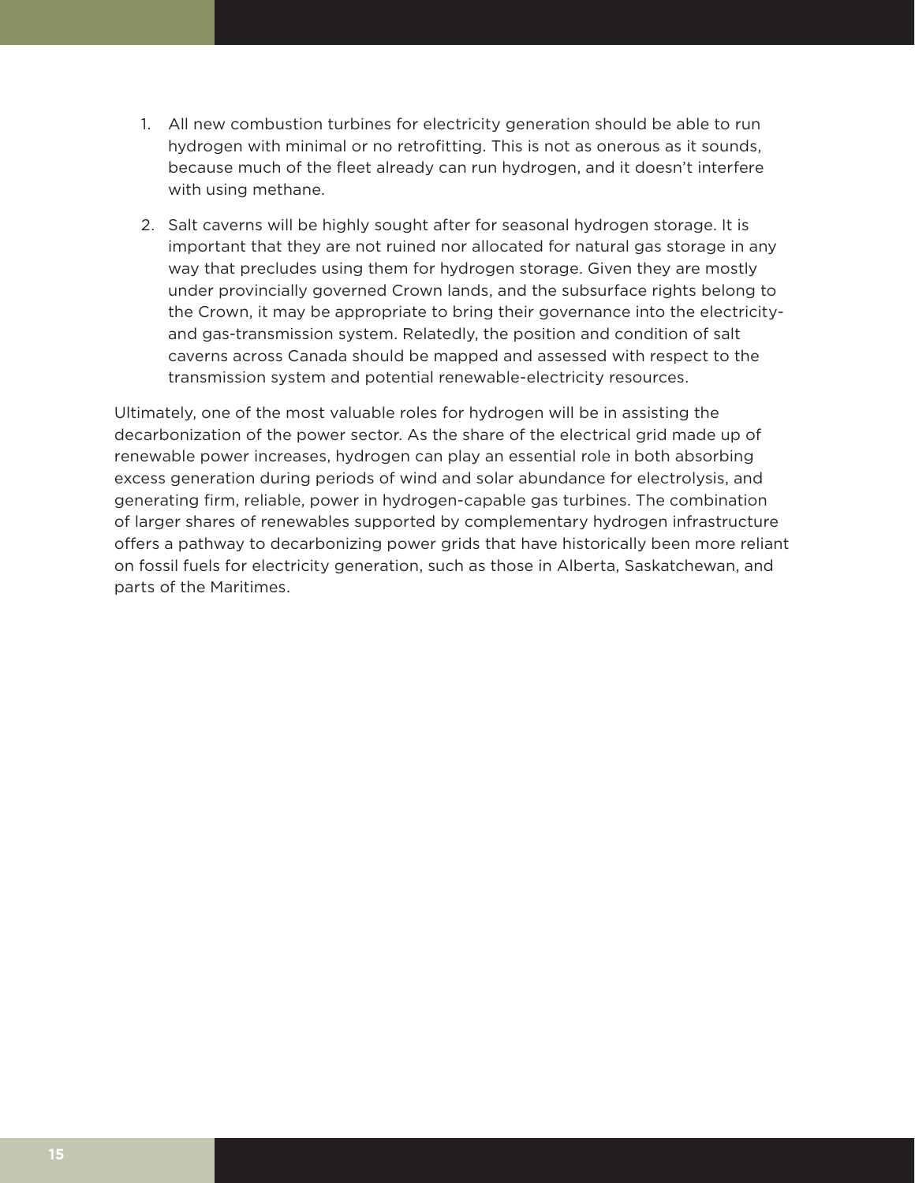1. All new combustion turbines for electricity generation should be able to run hydrogen with minimal or no retrofitting. This is not as onerous as it sounds, because much of the fleet already can run hydrogen, and it doesn't interfere with using methane.
2. Salt caverns will be highly sought after for seasonal hydrogen storage. It is important that they are not ruined nor allocated for natural gas storage in any way that precludes using them for hydrogen storage. Given they are mostly under provincially governed Crown lands, and the subsurface rights belong to the Crown, it may be appropriate to bring their governance into the electricity- and gas-transmission system. Relatedly, the position and condition of salt caverns across Canada should be mapped and assessed with respect to the transmission system and potential renewable-electricity resources.

Ultimately, one of the most valuable roles for hydrogen will be in assisting the decarbonization of the power sector. As the share of the electrical grid made up of renewable power increases, hydrogen can play an essential role in both absorbing excess generation during periods of wind and solar abundance for electrolysis, and generating firm, reliable, power in hydrogen-capable gas turbines. The combination of larger shares of renewables supported by complementary hydrogen infrastructure offers a pathway to decarbonizing power grids that have historically been more reliant on fossil fuels for electricity generation, such as those in Alberta, Saskatchewan, and parts of the Maritimes.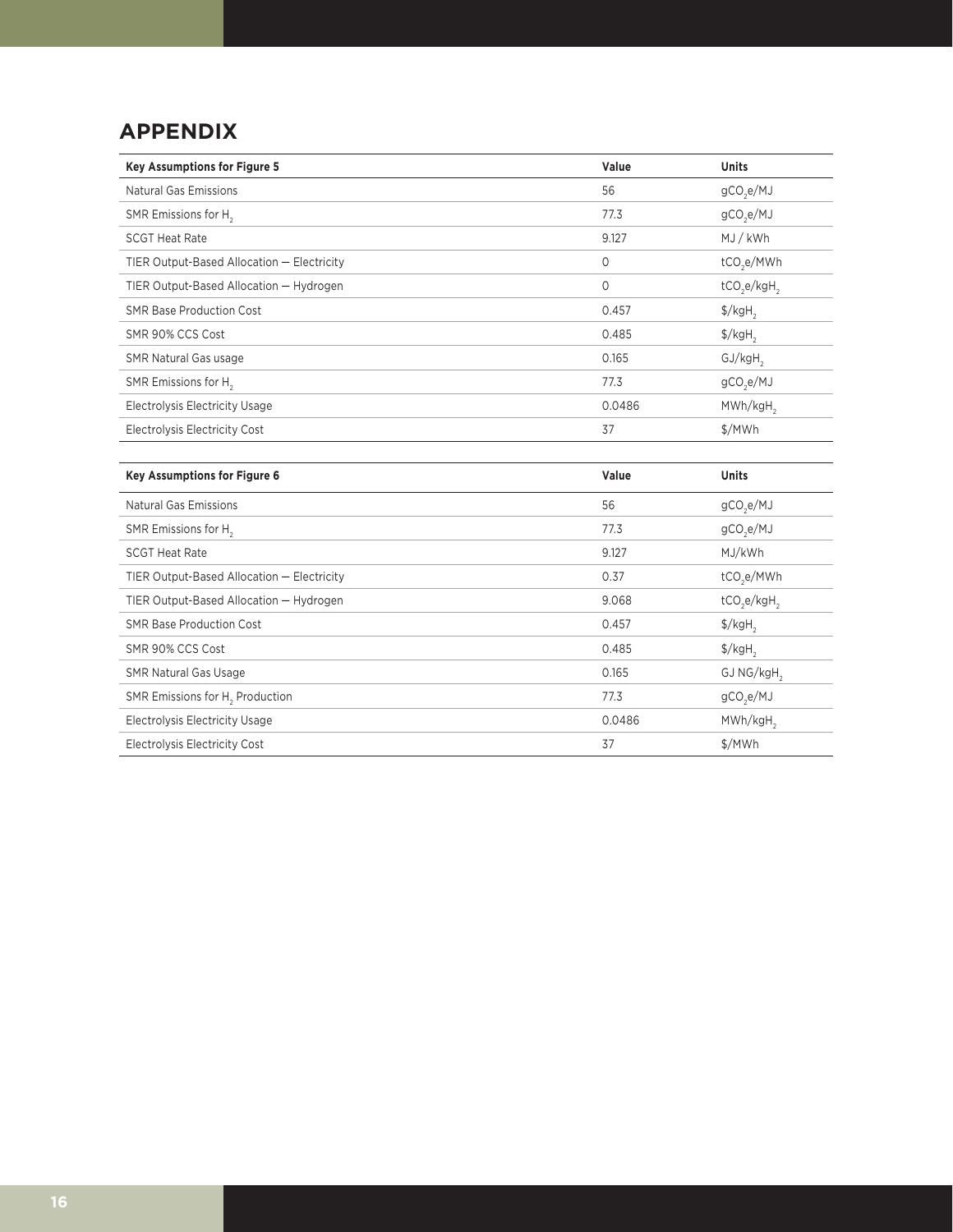## APPENDIX

| Key Assumptions for Figure 5 | Value | Units |
|---|---|---|
| Natural Gas Emissions | 56 | $gCO_2e/MJ$ |
| SMR Emissions for $H_2$ | 77.3 | $gCO_2e/MJ$ |
| SCGT Heat Rate | 9.127 | MJ / kWh |
| TIER Output-Based Allocation — Electricity | 0 | $tCO_2e/MWh$ |
| TIER Output-Based Allocation — Hydrogen | 0 | $tCO_2e/kgH_2$ |
| SMR Base Production Cost | 0.457 | $\$/kgH_2$ |
| SMR 90% CCS Cost | 0.485 | $\$/kgH_2$ |
| SMR Natural Gas usage | 0.165 | $GJ/kgH_2$ |
| SMR Emissions for $H_2$ | 77.3 | $gCO_2e/MJ$ |
| Electrolysis Electricity Usage | 0.0486 | $MWh/kgH_2$ |
| Electrolysis Electricity Cost | 37 | $/MWh |

| Key Assumptions for Figure 6 | Value | Units |
|---|---|---|
| Natural Gas Emissions | 56 | $gCO_2e/MJ$ |
| SMR Emissions for $H_2$ | 77.3 | $gCO_2e/MJ$ |
| SCGT Heat Rate | 9.127 | MJ/kWh |
| TIER Output-Based Allocation — Electricity | 0.37 | $tCO_2e/MWh$ |
| TIER Output-Based Allocation — Hydrogen | 9.068 | $tCO_2e/kgH_2$ |
| SMR Base Production Cost | 0.457 | $\$/kgH_2$ |
| SMR 90% CCS Cost | 0.485 | $\$/kgH_2$ |
| SMR Natural Gas Usage | 0.165 | $GJ\ NG/kgH_2$ |
| SMR Emissions for $H_2$ Production | 77.3 | $gCO_2e/MJ$ |
| Electrolysis Electricity Usage | 0.0486 | $MWh/kgH_2$ |
| Electrolysis Electricity Cost | 37 | $/MWh |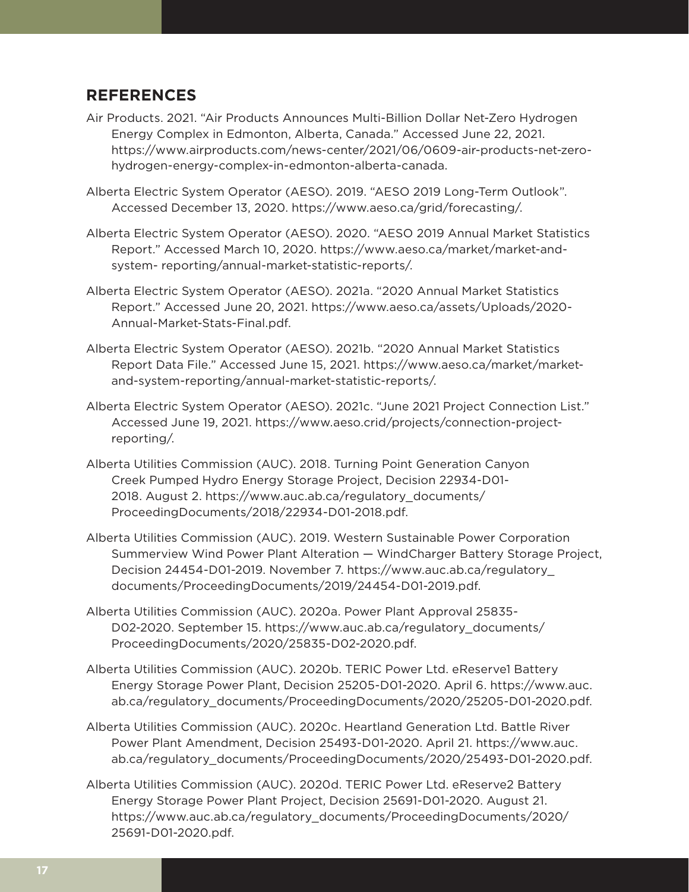## REFERENCES

Air Products. 2021. "Air Products Announces Multi-Billion Dollar Net-Zero Hydrogen Energy Complex in Edmonton, Alberta, Canada." Accessed June 22, 2021. https://www.airproducts.com/news-center/2021/06/0609-air-products-net-zero-hydrogen-energy-complex-in-edmonton-alberta-canada.

Alberta Electric System Operator (AESO). 2019. "AESO 2019 Long-Term Outlook". Accessed December 13, 2020. https://www.aeso.ca/grid/forecasting/.

Alberta Electric System Operator (AESO). 2020. "AESO 2019 Annual Market Statistics Report." Accessed March 10, 2020. https://www.aeso.ca/market/market-and-system- reporting/annual-market-statistic-reports/.

Alberta Electric System Operator (AESO). 2021a. "2020 Annual Market Statistics Report." Accessed June 20, 2021. https://www.aeso.ca/assets/Uploads/2020-Annual-Market-Stats-Final.pdf.

Alberta Electric System Operator (AESO). 2021b. "2020 Annual Market Statistics Report Data File." Accessed June 15, 2021. https://www.aeso.ca/market/market-and-system-reporting/annual-market-statistic-reports/.

Alberta Electric System Operator (AESO). 2021c. "June 2021 Project Connection List." Accessed June 19, 2021. https://www.aeso.crid/projects/connection-project-reporting/.

Alberta Utilities Commission (AUC). 2018. Turning Point Generation Canyon Creek Pumped Hydro Energy Storage Project, Decision 22934-D01-2018. August 2. https://www.auc.ab.ca/regulatory_documents/ProceedingDocuments/2018/22934-D01-2018.pdf.

Alberta Utilities Commission (AUC). 2019. Western Sustainable Power Corporation Summerview Wind Power Plant Alteration — WindCharger Battery Storage Project, Decision 24454-D01-2019. November 7. https://www.auc.ab.ca/regulatory_documents/ProceedingDocuments/2019/24454-D01-2019.pdf.

Alberta Utilities Commission (AUC). 2020a. Power Plant Approval 25835-D02-2020. September 15. https://www.auc.ab.ca/regulatory_documents/ProceedingDocuments/2020/25835-D02-2020.pdf.

Alberta Utilities Commission (AUC). 2020b. TERIC Power Ltd. eReserve1 Battery Energy Storage Power Plant, Decision 25205-D01-2020. April 6. https://www.auc.ab.ca/regulatory_documents/ProceedingDocuments/2020/25205-D01-2020.pdf.

Alberta Utilities Commission (AUC). 2020c. Heartland Generation Ltd. Battle River Power Plant Amendment, Decision 25493-D01-2020. April 21. https://www.auc.ab.ca/regulatory_documents/ProceedingDocuments/2020/25493-D01-2020.pdf.

Alberta Utilities Commission (AUC). 2020d. TERIC Power Ltd. eReserve2 Battery Energy Storage Power Plant Project, Decision 25691-D01-2020. August 21. https://www.auc.ab.ca/regulatory_documents/ProceedingDocuments/2020/25691-D01-2020.pdf.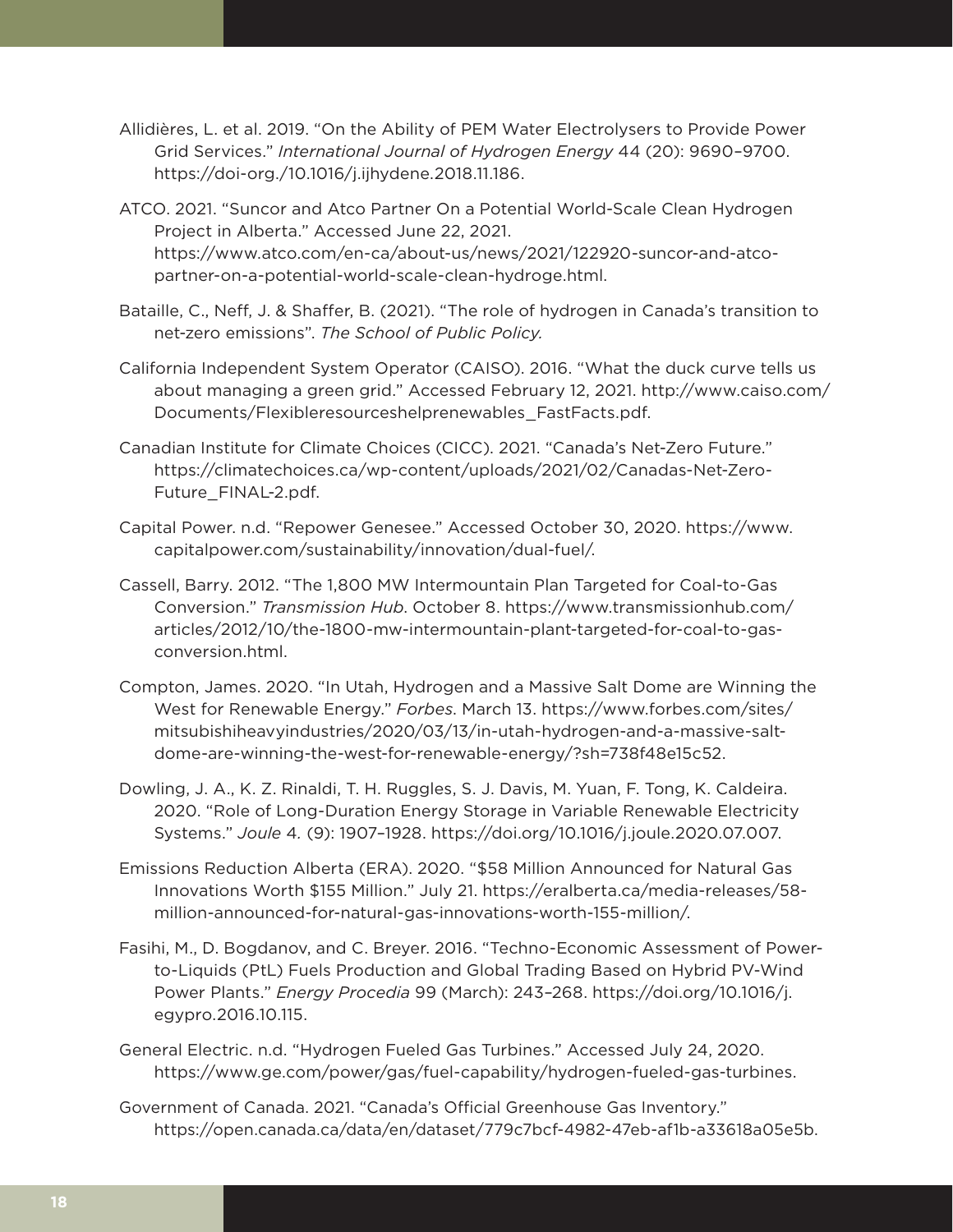Allidières, L. et al. 2019. "On the Ability of PEM Water Electrolysers to Provide Power Grid Services." *International Journal of Hydrogen Energy* 44 (20): 9690–9700. https://doi-org./10.1016/j.ijhydene.2018.11.186.

ATCO. 2021. "Suncor and Atco Partner On a Potential World-Scale Clean Hydrogen Project in Alberta." Accessed June 22, 2021. https://www.atco.com/en-ca/about-us/news/2021/122920-suncor-and-atco-partner-on-a-potential-world-scale-clean-hydroge.html.

Bataille, C., Neff, J. & Shaffer, B. (2021). "The role of hydrogen in Canada's transition to net-zero emissions". *The School of Public Policy.*

California Independent System Operator (CAISO). 2016. "What the duck curve tells us about managing a green grid." Accessed February 12, 2021. http://www.caiso.com/Documents/Flexibleresourceshelprenewables_FastFacts.pdf.

Canadian Institute for Climate Choices (CICC). 2021. "Canada's Net-Zero Future." https://climatechoices.ca/wp-content/uploads/2021/02/Canadas-Net-Zero-Future_FINAL-2.pdf.

Capital Power. n.d. "Repower Genesee." Accessed October 30, 2020. https://www.capitalpower.com/sustainability/innovation/dual-fuel/.

Cassell, Barry. 2012. "The 1,800 MW Intermountain Plan Targeted for Coal-to-Gas Conversion." *Transmission Hub*. October 8. https://www.transmissionhub.com/articles/2012/10/the-1800-mw-intermountain-plant-targeted-for-coal-to-gas-conversion.html.

Compton, James. 2020. "In Utah, Hydrogen and a Massive Salt Dome are Winning the West for Renewable Energy." *Forbes*. March 13. https://www.forbes.com/sites/mitsubishiheavyindustries/2020/03/13/in-utah-hydrogen-and-a-massive-salt-dome-are-winning-the-west-for-renewable-energy/?sh=738f48e15c52.

Dowling, J. A., K. Z. Rinaldi, T. H. Ruggles, S. J. Davis, M. Yuan, F. Tong, K. Caldeira. 2020. "Role of Long-Duration Energy Storage in Variable Renewable Electricity Systems." *Joule* 4. (9): 1907–1928. https://doi.org/10.1016/j.joule.2020.07.007.

Emissions Reduction Alberta (ERA). 2020. "$58 Million Announced for Natural Gas Innovations Worth $155 Million." July 21. https://eralberta.ca/media-releases/58-million-announced-for-natural-gas-innovations-worth-155-million/.

Fasihi, M., D. Bogdanov, and C. Breyer. 2016. "Techno-Economic Assessment of Power-to-Liquids (PtL) Fuels Production and Global Trading Based on Hybrid PV-Wind Power Plants." *Energy Procedia* 99 (March): 243–268. https://doi.org/10.1016/j.egypro.2016.10.115.

General Electric. n.d. "Hydrogen Fueled Gas Turbines." Accessed July 24, 2020. https://www.ge.com/power/gas/fuel-capability/hydrogen-fueled-gas-turbines.

Government of Canada. 2021. "Canada's Official Greenhouse Gas Inventory." https://open.canada.ca/data/en/dataset/779c7bcf-4982-47eb-af1b-a33618a05e5b.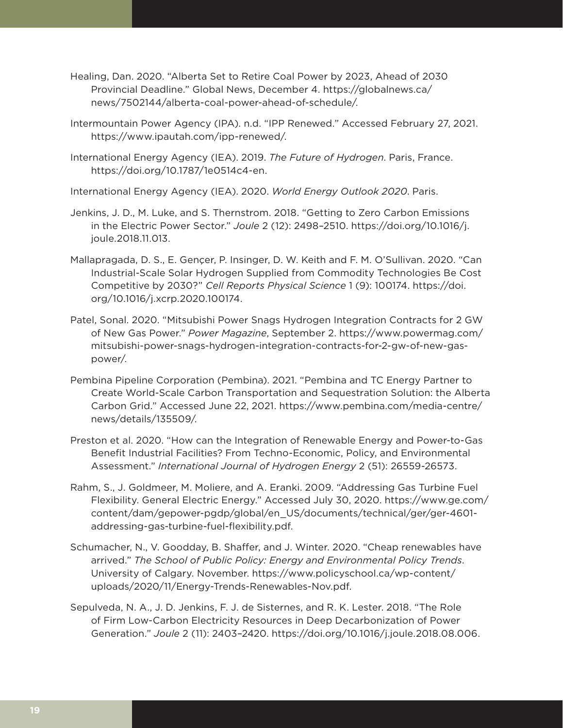Healing, Dan. 2020. "Alberta Set to Retire Coal Power by 2023, Ahead of 2030 Provincial Deadline." Global News, December 4. https://globalnews.ca/news/7502144/alberta-coal-power-ahead-of-schedule/.

Intermountain Power Agency (IPA). n.d. "IPP Renewed." Accessed February 27, 2021. https://www.ipautah.com/ipp-renewed/.

International Energy Agency (IEA). 2019. *The Future of Hydrogen*. Paris, France. https://doi.org/10.1787/1e0514c4-en.

International Energy Agency (IEA). 2020. *World Energy Outlook 2020*. Paris.

Jenkins, J. D., M. Luke, and S. Thernstrom. 2018. "Getting to Zero Carbon Emissions in the Electric Power Sector." *Joule* 2 (12): 2498–2510. https://doi.org/10.1016/j.joule.2018.11.013.

Mallapragada, D. S., E. Gençer, P. Insinger, D. W. Keith and F. M. O'Sullivan. 2020. "Can Industrial-Scale Solar Hydrogen Supplied from Commodity Technologies Be Cost Competitive by 2030?" *Cell Reports Physical Science* 1 (9): 100174. https://doi.org/10.1016/j.xcrp.2020.100174.

Patel, Sonal. 2020. "Mitsubishi Power Snags Hydrogen Integration Contracts for 2 GW of New Gas Power." *Power Magazine*, September 2. https://www.powermag.com/mitsubishi-power-snags-hydrogen-integration-contracts-for-2-gw-of-new-gas-power/.

Pembina Pipeline Corporation (Pembina). 2021. "Pembina and TC Energy Partner to Create World-Scale Carbon Transportation and Sequestration Solution: the Alberta Carbon Grid." Accessed June 22, 2021. https://www.pembina.com/media-centre/news/details/135509/.

Preston et al. 2020. "How can the Integration of Renewable Energy and Power-to-Gas Benefit Industrial Facilities? From Techno-Economic, Policy, and Environmental Assessment." *International Journal of Hydrogen Energy* 2 (51): 26559-26573.

Rahm, S., J. Goldmeer, M. Moliere, and A. Eranki. 2009. "Addressing Gas Turbine Fuel Flexibility. General Electric Energy." Accessed July 30, 2020. https://www.ge.com/content/dam/gepower-pgdp/global/en_US/documents/technical/ger/ger-4601-addressing-gas-turbine-fuel-flexibility.pdf.

Schumacher, N., V. Goodday, B. Shaffer, and J. Winter. 2020. "Cheap renewables have arrived." *The School of Public Policy: Energy and Environmental Policy Trends*. University of Calgary. November. https://www.policyschool.ca/wp-content/uploads/2020/11/Energy-Trends-Renewables-Nov.pdf.

Sepulveda, N. A., J. D. Jenkins, F. J. de Sisternes, and R. K. Lester. 2018. "The Role of Firm Low-Carbon Electricity Resources in Deep Decarbonization of Power Generation." *Joule* 2 (11): 2403–2420. https://doi.org/10.1016/j.joule.2018.08.006.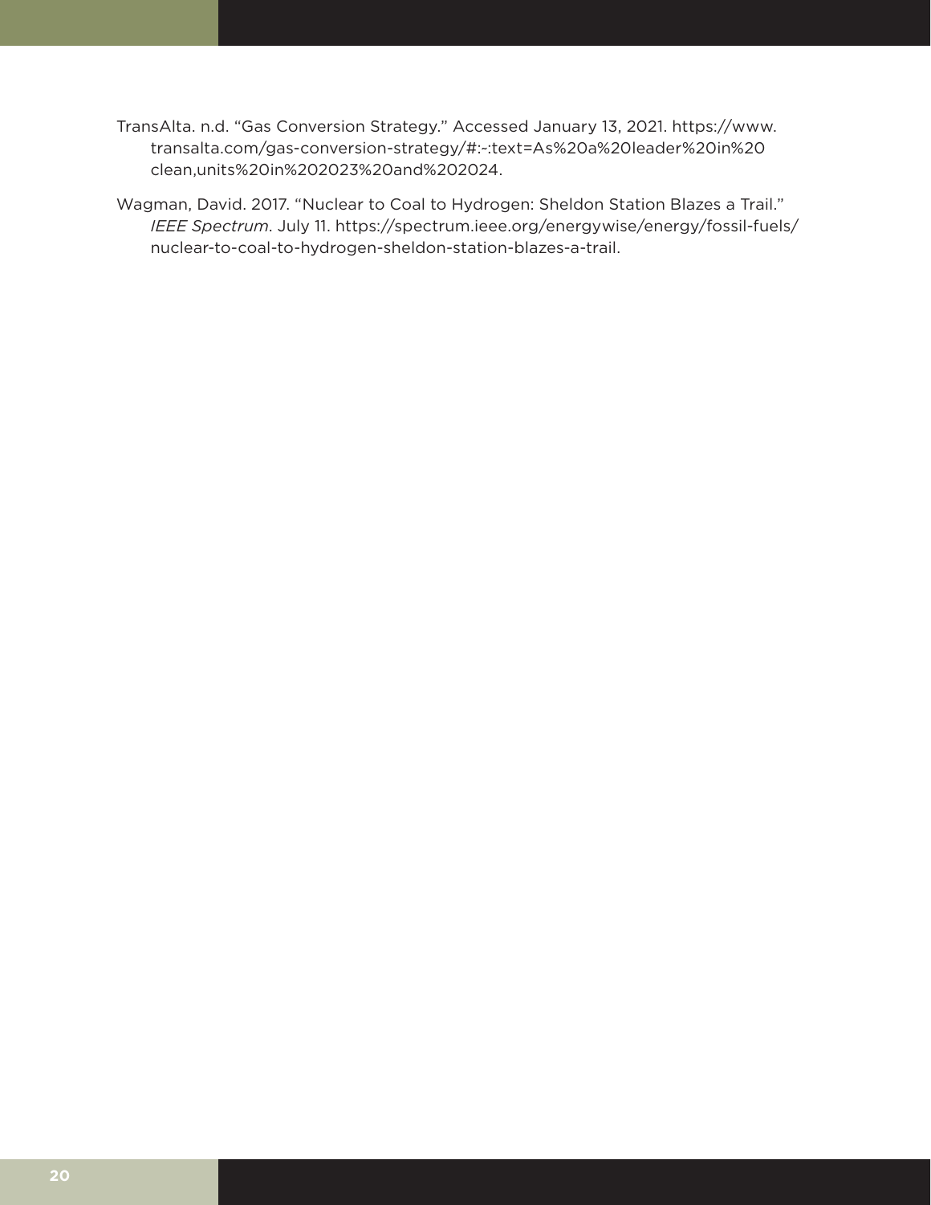TransAlta. n.d. "Gas Conversion Strategy." Accessed January 13, 2021. https://www.transalta.com/gas-conversion-strategy/#:~:text=As%20a%20leader%20in%20clean,units%20in%202023%20and%202024.

Wagman, David. 2017. "Nuclear to Coal to Hydrogen: Sheldon Station Blazes a Trail." *IEEE Spectrum*. July 11. https://spectrum.ieee.org/energywise/energy/fossil-fuels/nuclear-to-coal-to-hydrogen-sheldon-station-blazes-a-trail.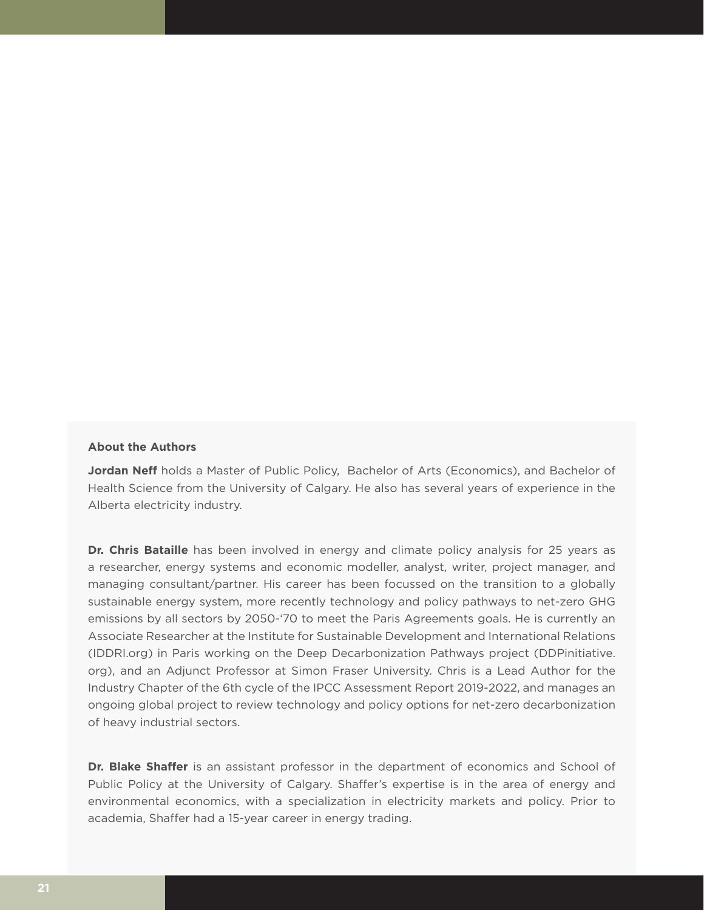**About the Authors**

**Jordan Neff** holds a Master of Public Policy, Bachelor of Arts (Economics), and Bachelor of Health Science from the University of Calgary. He also has several years of experience in the Alberta electricity industry.

**Dr. Chris Bataille** has been involved in energy and climate policy analysis for 25 years as a researcher, energy systems and economic modeller, analyst, writer, project manager, and managing consultant/partner. His career has been focussed on the transition to a globally sustainable energy system, more recently technology and policy pathways to net-zero GHG emissions by all sectors by 2050-'70 to meet the Paris Agreements goals. He is currently an Associate Researcher at the Institute for Sustainable Development and International Relations (IDDRI.org) in Paris working on the Deep Decarbonization Pathways project (DDPinitiative.org), and an Adjunct Professor at Simon Fraser University. Chris is a Lead Author for the Industry Chapter of the 6th cycle of the IPCC Assessment Report 2019-2022, and manages an ongoing global project to review technology and policy options for net-zero decarbonization of heavy industrial sectors.

**Dr. Blake Shaffer** is an assistant professor in the department of economics and School of Public Policy at the University of Calgary. Shaffer's expertise is in the area of energy and environmental economics, with a specialization in electricity markets and policy. Prior to academia, Shaffer had a 15-year career in energy trading.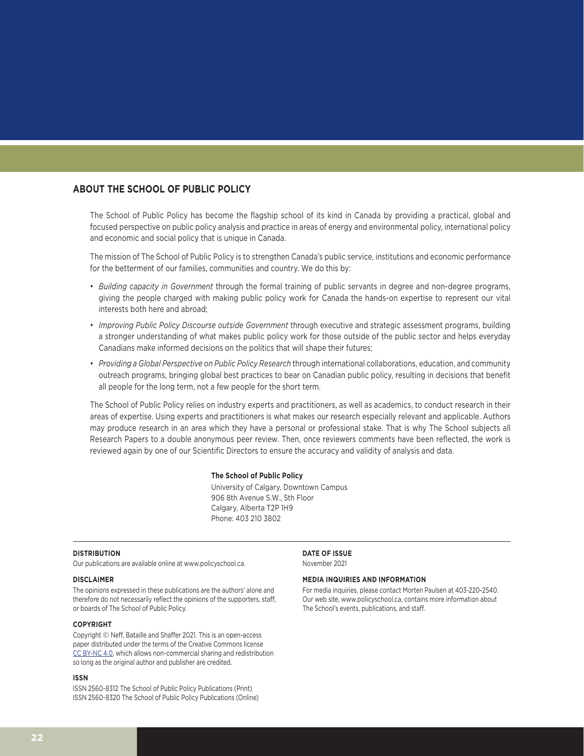## ABOUT THE SCHOOL OF PUBLIC POLICY

The School of Public Policy has become the flagship school of its kind in Canada by providing a practical, global and focused perspective on public policy analysis and practice in areas of energy and environmental policy, international policy and economic and social policy that is unique in Canada.

The mission of The School of Public Policy is to strengthen Canada's public service, institutions and economic performance for the betterment of our families, communities and country. We do this by:

- *Building capacity in Government* through the formal training of public servants in degree and non-degree programs, giving the people charged with making public policy work for Canada the hands-on expertise to represent our vital interests both here and abroad;
- *Improving Public Policy Discourse outside Government* through executive and strategic assessment programs, building a stronger understanding of what makes public policy work for those outside of the public sector and helps everyday Canadians make informed decisions on the politics that will shape their futures;
- *Providing a Global Perspective on Public Policy Research* through international collaborations, education, and community outreach programs, bringing global best practices to bear on Canadian public policy, resulting in decisions that benefit all people for the long term, not a few people for the short term.

The School of Public Policy relies on industry experts and practitioners, as well as academics, to conduct research in their areas of expertise. Using experts and practitioners is what makes our research especially relevant and applicable. Authors may produce research in an area which they have a personal or professional stake. That is why The School subjects all Research Papers to a double anonymous peer review. Then, once reviewers comments have been reflected, the work is reviewed again by one of our Scientific Directors to ensure the accuracy and validity of analysis and data.

**The School of Public Policy**
University of Calgary, Downtown Campus
906 8th Avenue S.W., 5th Floor
Calgary, Alberta T2P 1H9
Phone: 403 210 3802

**DISTRIBUTION**
Our publications are available online at www.policyschool.ca.

**DISCLAIMER**
The opinions expressed in these publications are the authors' alone and therefore do not necessarily reflect the opinions of the supporters, staff, or boards of The School of Public Policy.

**COPYRIGHT**
Copyright © Neff, Bataille and Shaffer 2021. This is an open-access paper distributed under the terms of the Creative Commons license CC BY-NC 4.0, which allows non-commercial sharing and redistribution so long as the original author and publisher are credited.

**ISSN**
ISSN 2560-8312 The School of Public Policy Publications (Print)
ISSN 2560-8320 The School of Public Policy Publications (Online)

**DATE OF ISSUE**
November 2021

**MEDIA INQUIRIES AND INFORMATION**
For media inquiries, please contact Morten Paulsen at 403-220-2540. Our web site, www.policyschool.ca, contains more information about The School's events, publications, and staff.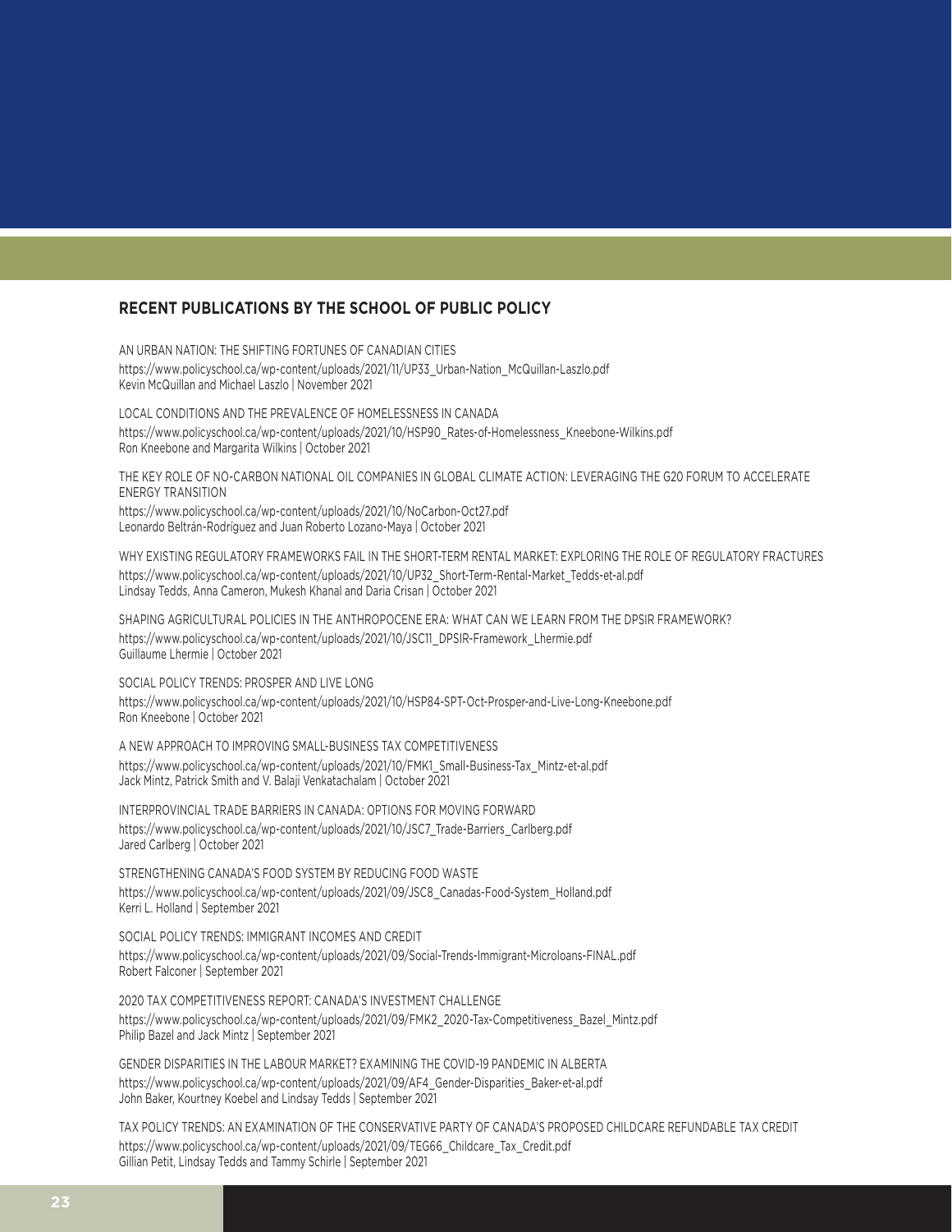## RECENT PUBLICATIONS BY THE SCHOOL OF PUBLIC POLICY

AN URBAN NATION: THE SHIFTING FORTUNES OF CANADIAN CITIES
https://www.policyschool.ca/wp-content/uploads/2021/11/UP33_Urban-Nation_McQuillan-Laszlo.pdf
Kevin McQuillan and Michael Laszlo | November 2021

LOCAL CONDITIONS AND THE PREVALENCE OF HOMELESSNESS IN CANADA
https://www.policyschool.ca/wp-content/uploads/2021/10/HSP90_Rates-of-Homelessness_Kneebone-Wilkins.pdf
Ron Kneebone and Margarita Wilkins | October 2021

THE KEY ROLE OF NO-CARBON NATIONAL OIL COMPANIES IN GLOBAL CLIMATE ACTION: LEVERAGING THE G20 FORUM TO ACCELERATE ENERGY TRANSITION
https://www.policyschool.ca/wp-content/uploads/2021/10/NoCarbon-Oct27.pdf
Leonardo Beltrán-Rodríguez and Juan Roberto Lozano-Maya | October 2021

WHY EXISTING REGULATORY FRAMEWORKS FAIL IN THE SHORT-TERM RENTAL MARKET: EXPLORING THE ROLE OF REGULATORY FRACTURES
https://www.policyschool.ca/wp-content/uploads/2021/10/UP32_Short-Term-Rental-Market_Tedds-et-al.pdf
Lindsay Tedds, Anna Cameron, Mukesh Khanal and Daria Crisan | October 2021

SHAPING AGRICULTURAL POLICIES IN THE ANTHROPOCENE ERA: WHAT CAN WE LEARN FROM THE DPSIR FRAMEWORK?
https://www.policyschool.ca/wp-content/uploads/2021/10/JSC11_DPSIR-Framework_Lhermie.pdf
Guillaume Lhermie | October 2021

SOCIAL POLICY TRENDS: PROSPER AND LIVE LONG
https://www.policyschool.ca/wp-content/uploads/2021/10/HSP84-SPT-Oct-Prosper-and-Live-Long-Kneebone.pdf
Ron Kneebone | October 2021

A NEW APPROACH TO IMPROVING SMALL-BUSINESS TAX COMPETITIVENESS
https://www.policyschool.ca/wp-content/uploads/2021/10/FMK1_Small-Business-Tax_Mintz-et-al.pdf
Jack Mintz, Patrick Smith and V. Balaji Venkatachalam | October 2021

INTERPROVINCIAL TRADE BARRIERS IN CANADA: OPTIONS FOR MOVING FORWARD
https://www.policyschool.ca/wp-content/uploads/2021/10/JSC7_Trade-Barriers_Carlberg.pdf
Jared Carlberg | October 2021

STRENGTHENING CANADA'S FOOD SYSTEM BY REDUCING FOOD WASTE
https://www.policyschool.ca/wp-content/uploads/2021/09/JSC8_Canadas-Food-System_Holland.pdf
Kerri L. Holland | September 2021

SOCIAL POLICY TRENDS: IMMIGRANT INCOMES AND CREDIT
https://www.policyschool.ca/wp-content/uploads/2021/09/Social-Trends-Immigrant-Microloans-FINAL.pdf
Robert Falconer | September 2021

2020 TAX COMPETITIVENESS REPORT: CANADA'S INVESTMENT CHALLENGE
https://www.policyschool.ca/wp-content/uploads/2021/09/FMK2_2020-Tax-Competitiveness_Bazel_Mintz.pdf
Philip Bazel and Jack Mintz | September 2021

GENDER DISPARITIES IN THE LABOUR MARKET? EXAMINING THE COVID-19 PANDEMIC IN ALBERTA
https://www.policyschool.ca/wp-content/uploads/2021/09/AF4_Gender-Disparities_Baker-et-al.pdf
John Baker, Kourtney Koebel and Lindsay Tedds | September 2021

TAX POLICY TRENDS: AN EXAMINATION OF THE CONSERVATIVE PARTY OF CANADA'S PROPOSED CHILDCARE REFUNDABLE TAX CREDIT
https://www.policyschool.ca/wp-content/uploads/2021/09/TEG66_Childcare_Tax_Credit.pdf
Gillian Petit, Lindsay Tedds and Tammy Schirle | September 2021